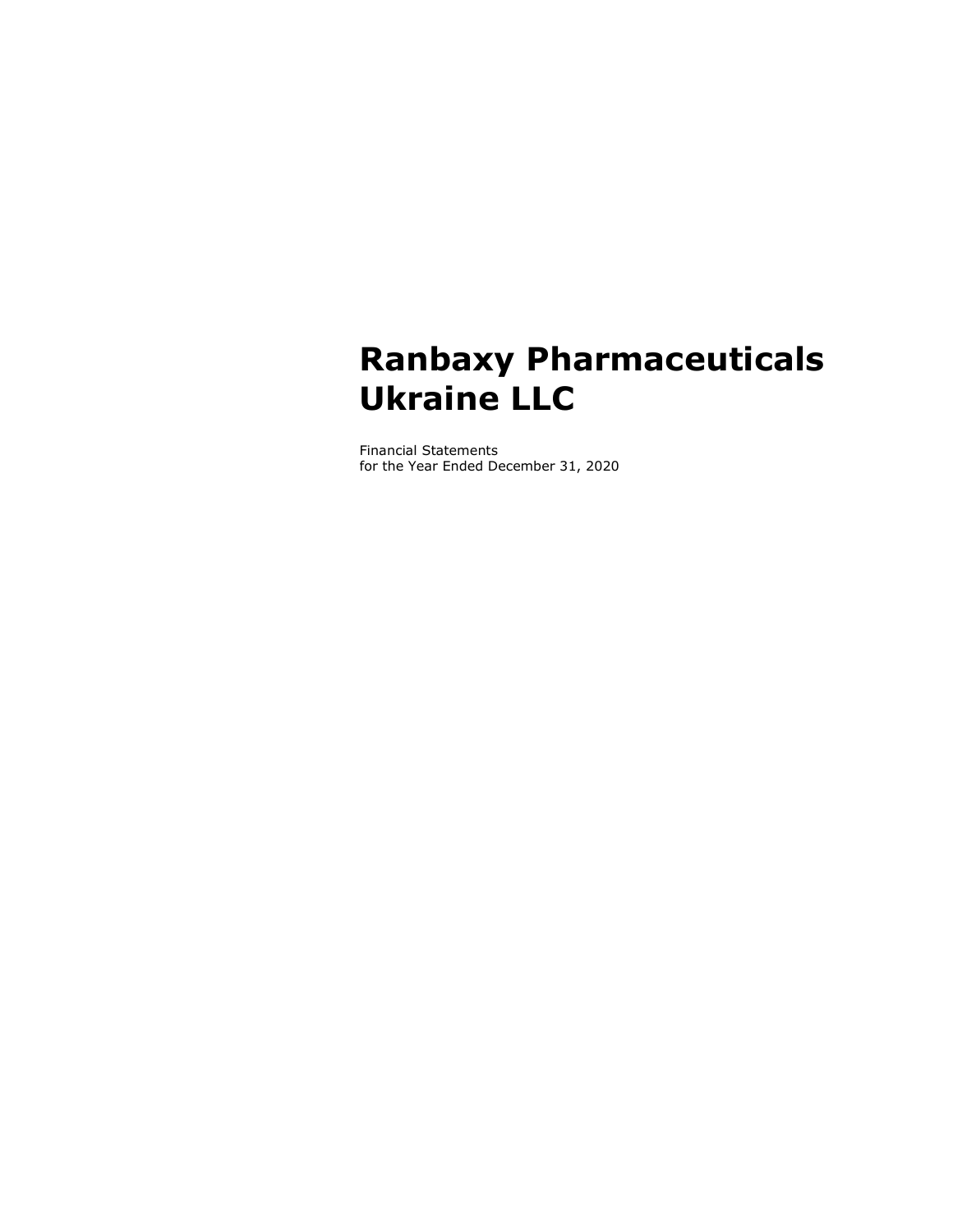# Ranbaxy Pharmaceuticals Ukraine LLC

Financial Statements
for the Year Ended December 31, 2020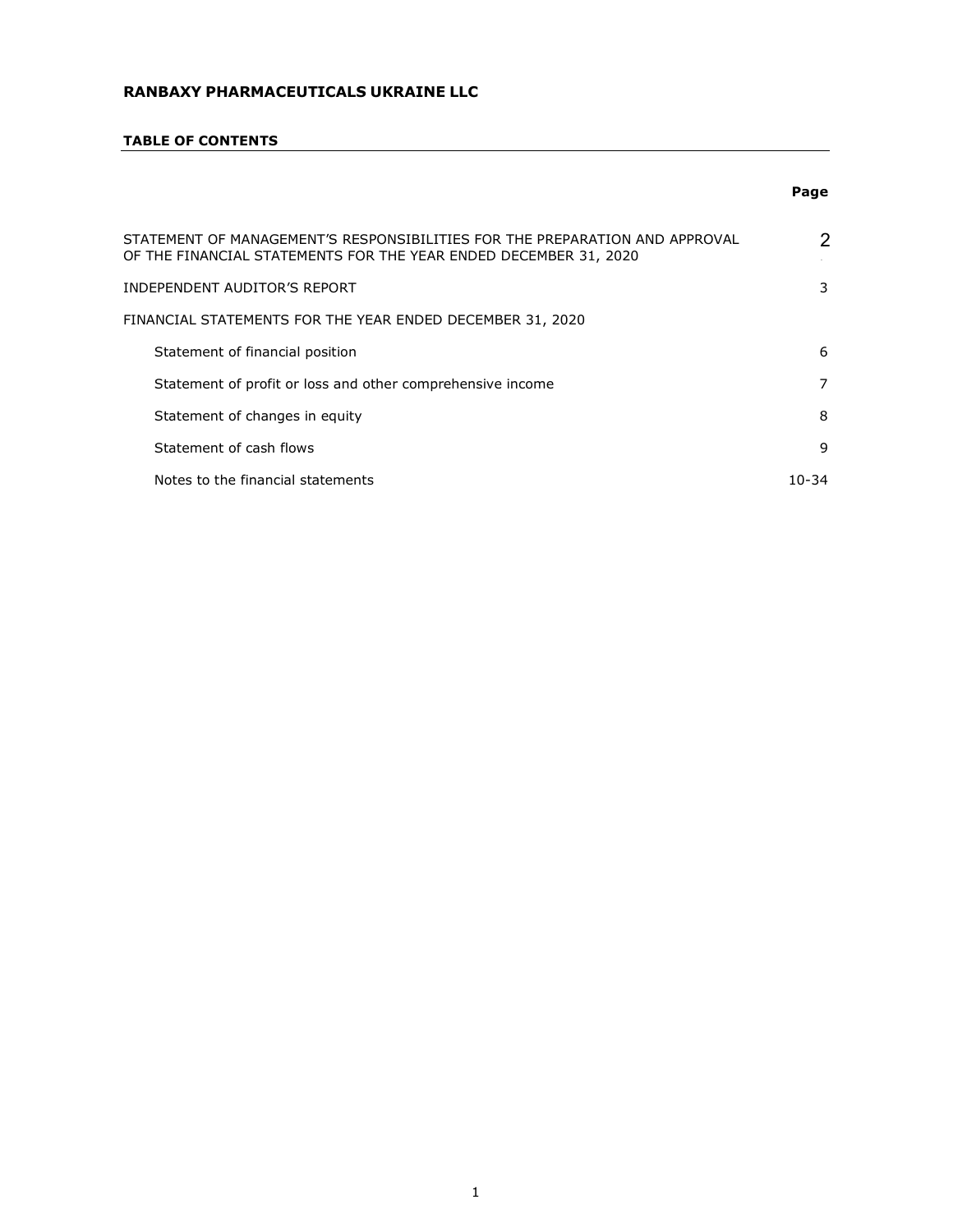**RANBAXY PHARMACEUTICALS UKRAINE LLC**

**TABLE OF CONTENTS**

| | Page |
|---|---|
| STATEMENT OF MANAGEMENT'S RESPONSIBILITIES FOR THE PREPARATION AND APPROVAL OF THE FINANCIAL STATEMENTS FOR THE YEAR ENDED DECEMBER 31, 2020 | 2 |
| INDEPENDENT AUDITOR'S REPORT | 3 |
| FINANCIAL STATEMENTS FOR THE YEAR ENDED DECEMBER 31, 2020 | |
| Statement of financial position | 6 |
| Statement of profit or loss and other comprehensive income | 7 |
| Statement of changes in equity | 8 |
| Statement of cash flows | 9 |
| Notes to the financial statements | 10-34 |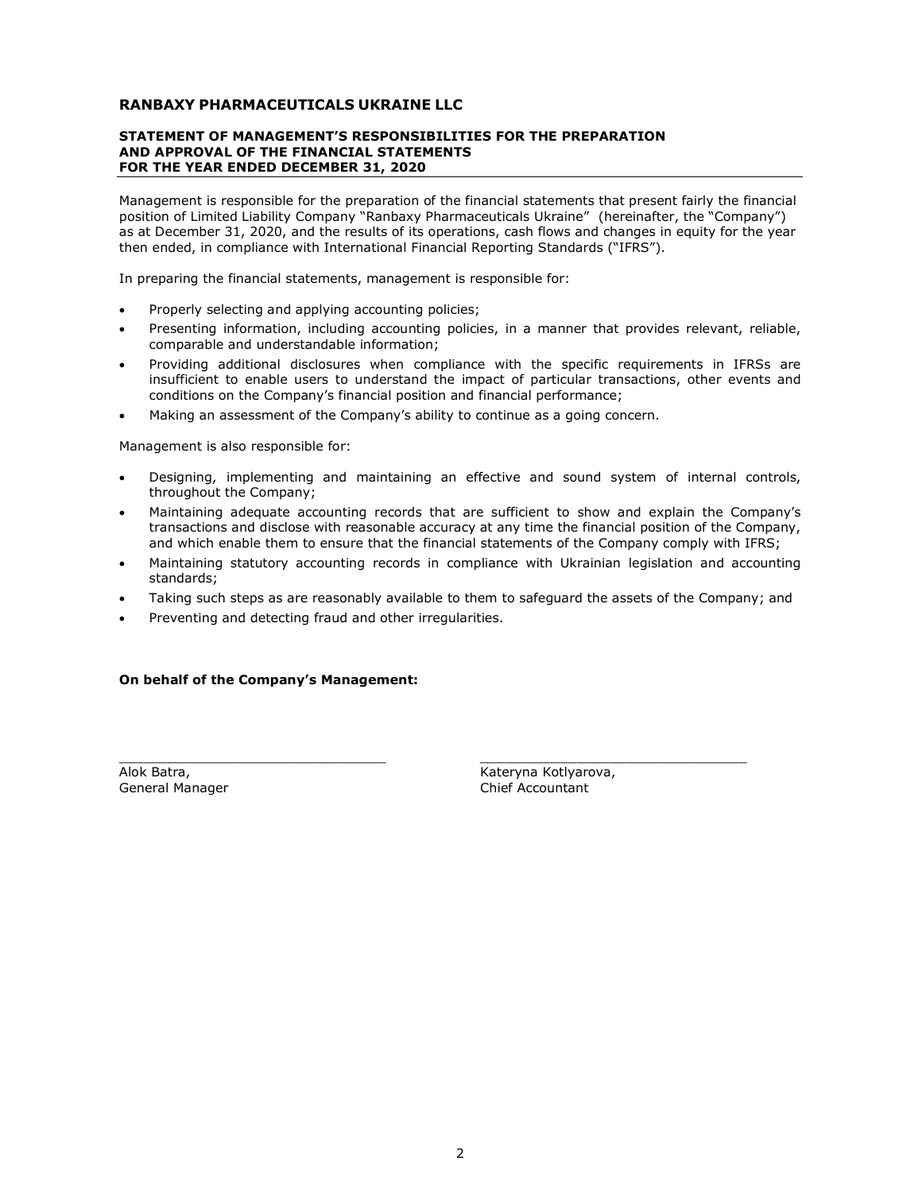## RANBAXY PHARMACEUTICALS UKRAINE LLC

### STATEMENT OF MANAGEMENT'S RESPONSIBILITIES FOR THE PREPARATION AND APPROVAL OF THE FINANCIAL STATEMENTS FOR THE YEAR ENDED DECEMBER 31, 2020

Management is responsible for the preparation of the financial statements that present fairly the financial position of Limited Liability Company "Ranbaxy Pharmaceuticals Ukraine" (hereinafter, the "Company") as at December 31, 2020, and the results of its operations, cash flows and changes in equity for the year then ended, in compliance with International Financial Reporting Standards ("IFRS").

In preparing the financial statements, management is responsible for:

- Properly selecting and applying accounting policies;
- Presenting information, including accounting policies, in a manner that provides relevant, reliable, comparable and understandable information;
- Providing additional disclosures when compliance with the specific requirements in IFRSs are insufficient to enable users to understand the impact of particular transactions, other events and conditions on the Company's financial position and financial performance;
- Making an assessment of the Company's ability to continue as a going concern.

Management is also responsible for:

- Designing, implementing and maintaining an effective and sound system of internal controls, throughout the Company;
- Maintaining adequate accounting records that are sufficient to show and explain the Company's transactions and disclose with reasonable accuracy at any time the financial position of the Company, and which enable them to ensure that the financial statements of the Company comply with IFRS;
- Maintaining statutory accounting records in compliance with Ukrainian legislation and accounting standards;
- Taking such steps as are reasonably available to them to safeguard the assets of the Company; and
- Preventing and detecting fraud and other irregularities.

**On behalf of the Company's Management:**

| ______________________________ | ______________________________ |
|---|---|
| Alok Batra, | Kateryna Kotlyarova, |
| General Manager | Chief Accountant |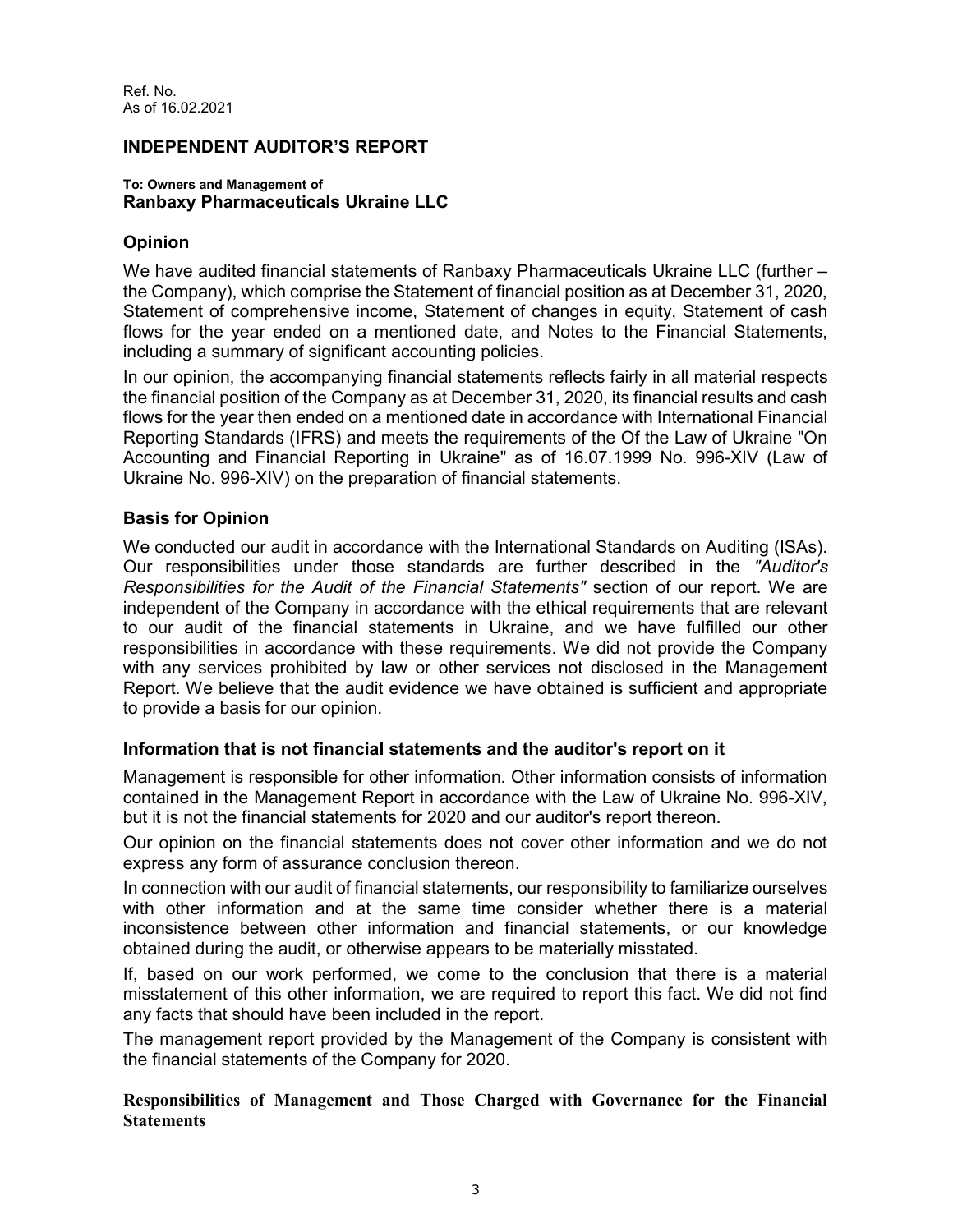Ref. No.
As of 16.02.2021

## INDEPENDENT AUDITOR'S REPORT

**To: Owners and Management of**
**Ranbaxy Pharmaceuticals Ukraine LLC**

### Opinion

We have audited financial statements of Ranbaxy Pharmaceuticals Ukraine LLC (further – the Company), which comprise the Statement of financial position as at December 31, 2020, Statement of comprehensive income, Statement of changes in equity, Statement of cash flows for the year ended on a mentioned date, and Notes to the Financial Statements, including a summary of significant accounting policies.

In our opinion, the accompanying financial statements reflects fairly in all material respects the financial position of the Company as at December 31, 2020, its financial results and cash flows for the year then ended on a mentioned date in accordance with International Financial Reporting Standards (IFRS) and meets the requirements of the Of the Law of Ukraine "On Accounting and Financial Reporting in Ukraine" as of 16.07.1999 No. 996-XIV (Law of Ukraine No. 996-XIV) on the preparation of financial statements.

### Basis for Opinion

We conducted our audit in accordance with the International Standards on Auditing (ISAs). Our responsibilities under those standards are further described in the *"Auditor's Responsibilities for the Audit of the Financial Statements"* section of our report. We are independent of the Company in accordance with the ethical requirements that are relevant to our audit of the financial statements in Ukraine, and we have fulfilled our other responsibilities in accordance with these requirements. We did not provide the Company with any services prohibited by law or other services not disclosed in the Management Report. We believe that the audit evidence we have obtained is sufficient and appropriate to provide a basis for our opinion.

### Information that is not financial statements and the auditor's report on it

Management is responsible for other information. Other information consists of information contained in the Management Report in accordance with the Law of Ukraine No. 996-XIV, but it is not the financial statements for 2020 and our auditor's report thereon.

Our opinion on the financial statements does not cover other information and we do not express any form of assurance conclusion thereon.

In connection with our audit of financial statements, our responsibility to familiarize ourselves with other information and at the same time consider whether there is a material inconsistence between other information and financial statements, or our knowledge obtained during the audit, or otherwise appears to be materially misstated.

If, based on our work performed, we come to the conclusion that there is a material misstatement of this other information, we are required to report this fact. We did not find any facts that should have been included in the report.

The management report provided by the Management of the Company is consistent with the financial statements of the Company for 2020.

### Responsibilities of Management and Those Charged with Governance for the Financial Statements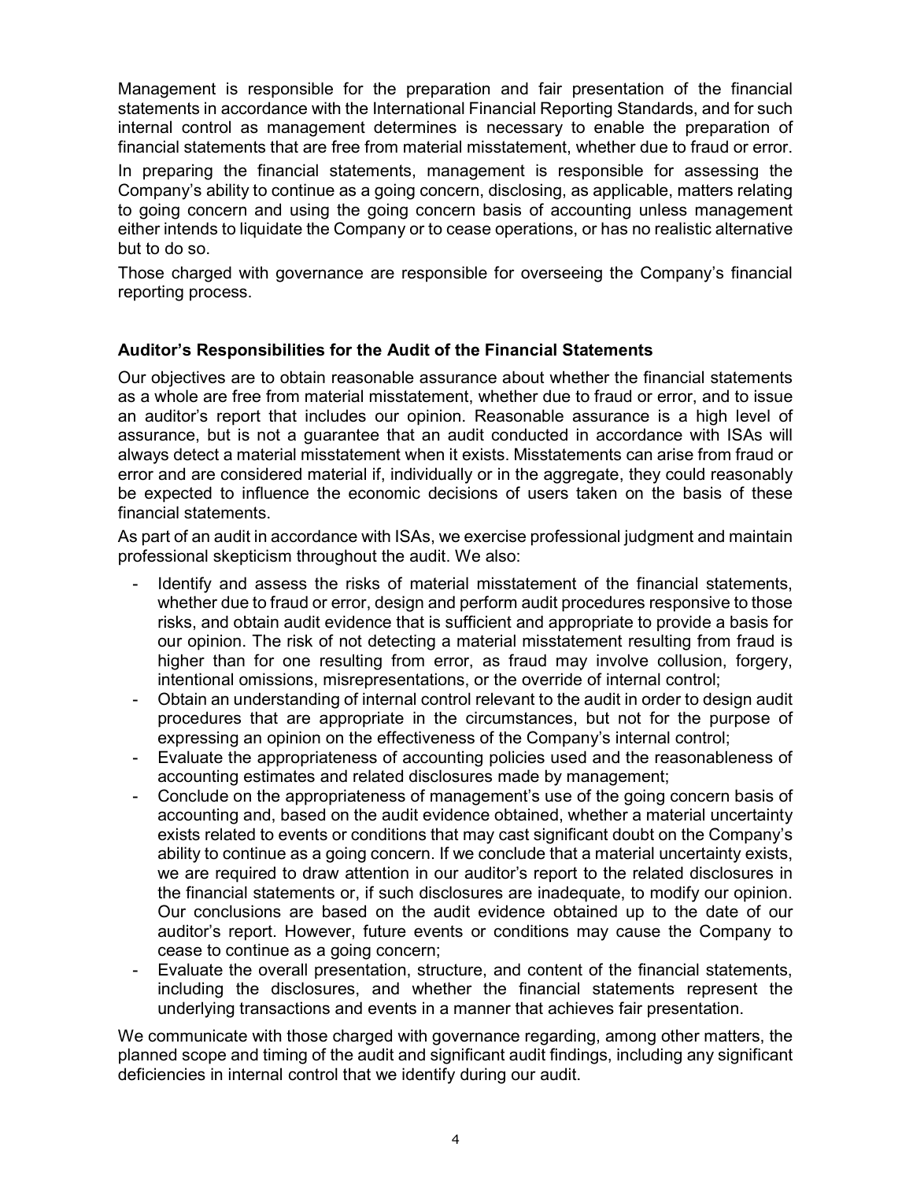Management is responsible for the preparation and fair presentation of the financial statements in accordance with the International Financial Reporting Standards, and for such internal control as management determines is necessary to enable the preparation of financial statements that are free from material misstatement, whether due to fraud or error.

In preparing the financial statements, management is responsible for assessing the Company's ability to continue as a going concern, disclosing, as applicable, matters relating to going concern and using the going concern basis of accounting unless management either intends to liquidate the Company or to cease operations, or has no realistic alternative but to do so.

Those charged with governance are responsible for overseeing the Company's financial reporting process.

## Auditor's Responsibilities for the Audit of the Financial Statements

Our objectives are to obtain reasonable assurance about whether the financial statements as a whole are free from material misstatement, whether due to fraud or error, and to issue an auditor's report that includes our opinion. Reasonable assurance is a high level of assurance, but is not a guarantee that an audit conducted in accordance with ISAs will always detect a material misstatement when it exists. Misstatements can arise from fraud or error and are considered material if, individually or in the aggregate, they could reasonably be expected to influence the economic decisions of users taken on the basis of these financial statements.

As part of an audit in accordance with ISAs, we exercise professional judgment and maintain professional skepticism throughout the audit. We also:

- Identify and assess the risks of material misstatement of the financial statements, whether due to fraud or error, design and perform audit procedures responsive to those risks, and obtain audit evidence that is sufficient and appropriate to provide a basis for our opinion. The risk of not detecting a material misstatement resulting from fraud is higher than for one resulting from error, as fraud may involve collusion, forgery, intentional omissions, misrepresentations, or the override of internal control;
- Obtain an understanding of internal control relevant to the audit in order to design audit procedures that are appropriate in the circumstances, but not for the purpose of expressing an opinion on the effectiveness of the Company's internal control;
- Evaluate the appropriateness of accounting policies used and the reasonableness of accounting estimates and related disclosures made by management;
- Conclude on the appropriateness of management's use of the going concern basis of accounting and, based on the audit evidence obtained, whether a material uncertainty exists related to events or conditions that may cast significant doubt on the Company's ability to continue as a going concern. If we conclude that a material uncertainty exists, we are required to draw attention in our auditor's report to the related disclosures in the financial statements or, if such disclosures are inadequate, to modify our opinion. Our conclusions are based on the audit evidence obtained up to the date of our auditor's report. However, future events or conditions may cause the Company to cease to continue as a going concern;
- Evaluate the overall presentation, structure, and content of the financial statements, including the disclosures, and whether the financial statements represent the underlying transactions and events in a manner that achieves fair presentation.

We communicate with those charged with governance regarding, among other matters, the planned scope and timing of the audit and significant audit findings, including any significant deficiencies in internal control that we identify during our audit.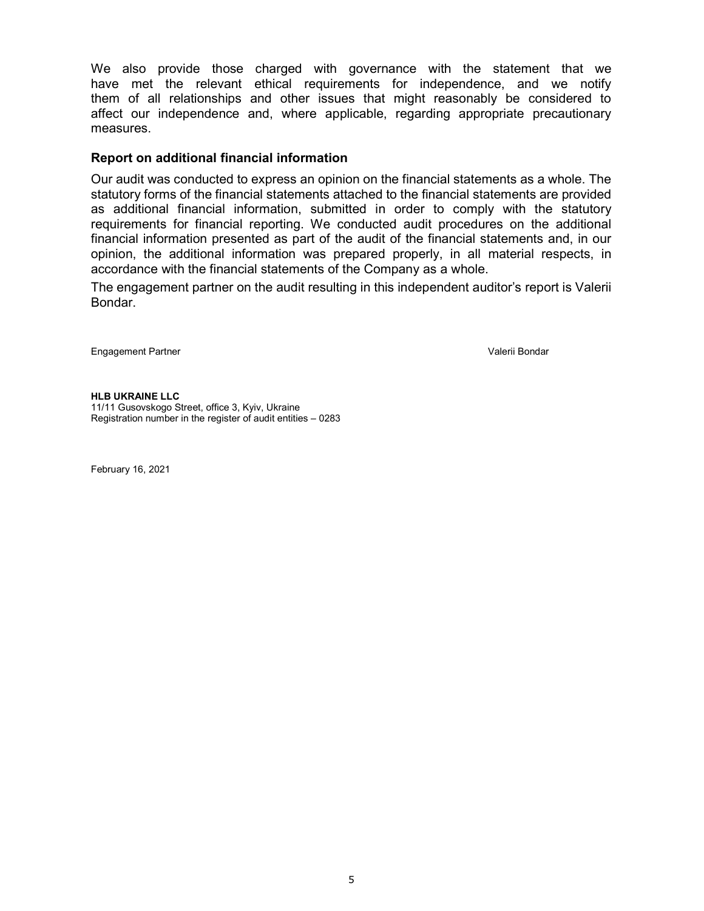We also provide those charged with governance with the statement that we have met the relevant ethical requirements for independence, and we notify them of all relationships and other issues that might reasonably be considered to affect our independence and, where applicable, regarding appropriate precautionary measures.

### Report on additional financial information

Our audit was conducted to express an opinion on the financial statements as a whole. The statutory forms of the financial statements attached to the financial statements are provided as additional financial information, submitted in order to comply with the statutory requirements for financial reporting. We conducted audit procedures on the additional financial information presented as part of the audit of the financial statements and, in our opinion, the additional information was prepared properly, in all material respects, in accordance with the financial statements of the Company as a whole.

The engagement partner on the audit resulting in this independent auditor's report is Valerii Bondar.

Engagement Partner Valerii Bondar

**HLB UKRAINE LLC**
11/11 Gusovskogo Street, office 3, Kyiv, Ukraine
Registration number in the register of audit entities – 0283

February 16, 2021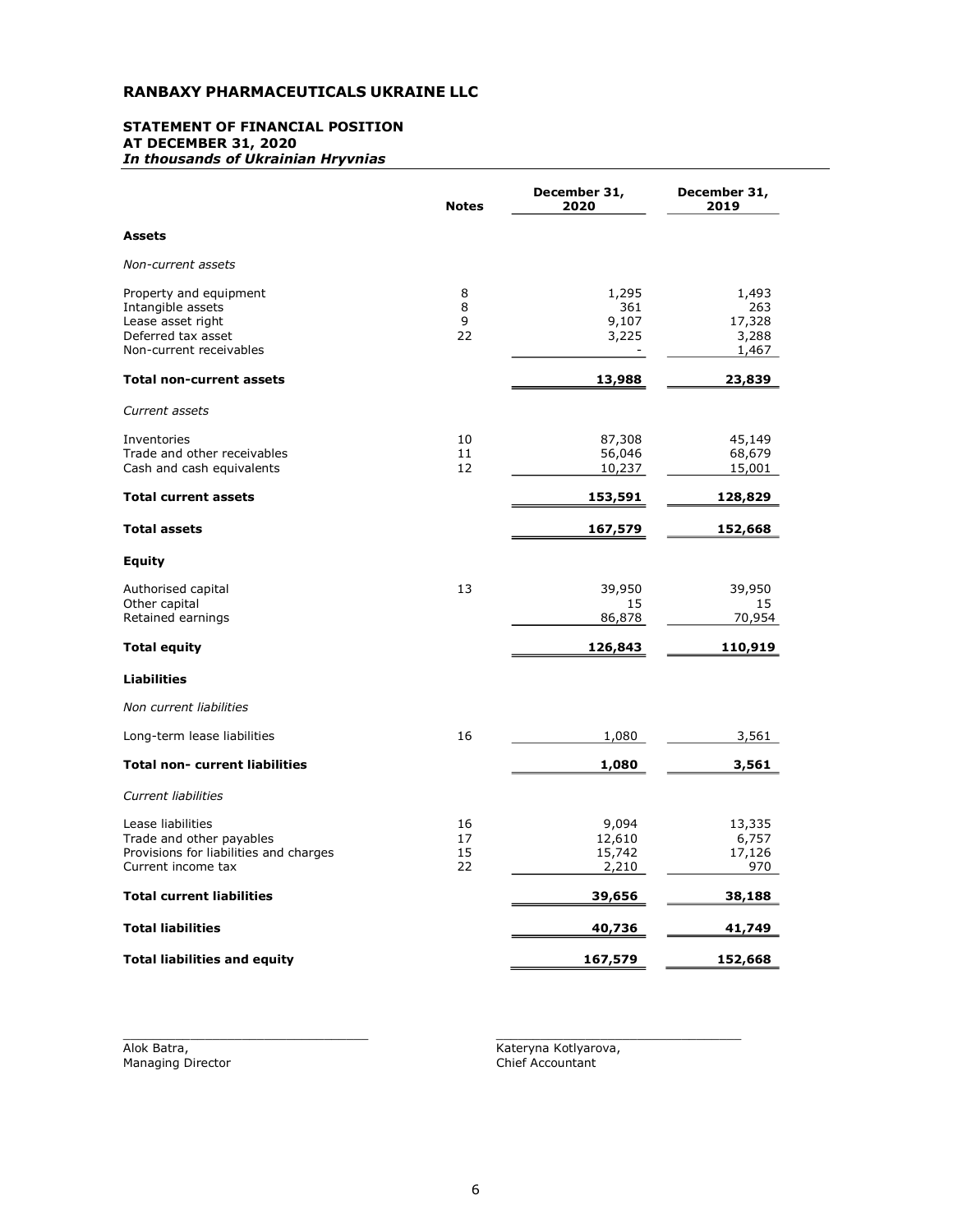# RANBAXY PHARMACEUTICALS UKRAINE LLC

## STATEMENT OF FINANCIAL POSITION
## AT DECEMBER 31, 2020
***In thousands of Ukrainian Hryvnias***

| | **Notes** | **December 31, 2020** | **December 31, 2019** |
|---|---|---|---|
| **Assets** | | | |
| *Non-current assets* | | | |
| Property and equipment | 8 | 1,295 | 1,493 |
| Intangible assets | 8 | 361 | 263 |
| Lease asset right | 9 | 9,107 | 17,328 |
| Deferred tax asset | 22 | 3,225 | 3,288 |
| Non-current receivables | | - | 1,467 |
| **Total non-current assets** | | **13,988** | **23,839** |
| *Current assets* | | | |
| Inventories | 10 | 87,308 | 45,149 |
| Trade and other receivables | 11 | 56,046 | 68,679 |
| Cash and cash equivalents | 12 | 10,237 | 15,001 |
| **Total current assets** | | **153,591** | **128,829** |
| **Total assets** | | **167,579** | **152,668** |
| **Equity** | | | |
| Authorised capital | 13 | 39,950 | 39,950 |
| Other capital | | 15 | 15 |
| Retained earnings | | 86,878 | 70,954 |
| **Total equity** | | **126,843** | **110,919** |
| **Liabilities** | | | |
| *Non current liabilities* | | | |
| Long-term lease liabilities | 16 | 1,080 | 3,561 |
| **Total non- current liabilities** | | **1,080** | **3,561** |
| *Current liabilities* | | | |
| Lease liabilities | 16 | 9,094 | 13,335 |
| Trade and other payables | 17 | 12,610 | 6,757 |
| Provisions for liabilities and charges | 15 | 15,742 | 17,126 |
| Current income tax | 22 | 2,210 | 970 |
| **Total current liabilities** | | **39,656** | **38,188** |
| **Total liabilities** | | **40,736** | **41,749** |
| **Total liabilities and equity** | | **167,579** | **152,668** |

\_\_\_\_\_\_\_\_\_\_\_\_\_\_\_\_\_\_\_\_\_\_\_\_\_\_\_\_\_\_\_\_
Alok Batra,
Managing Director

\_\_\_\_\_\_\_\_\_\_\_\_\_\_\_\_\_\_\_\_\_\_\_\_\_\_\_\_\_\_\_\_
Kateryna Kotlyarova,
Chief Accountant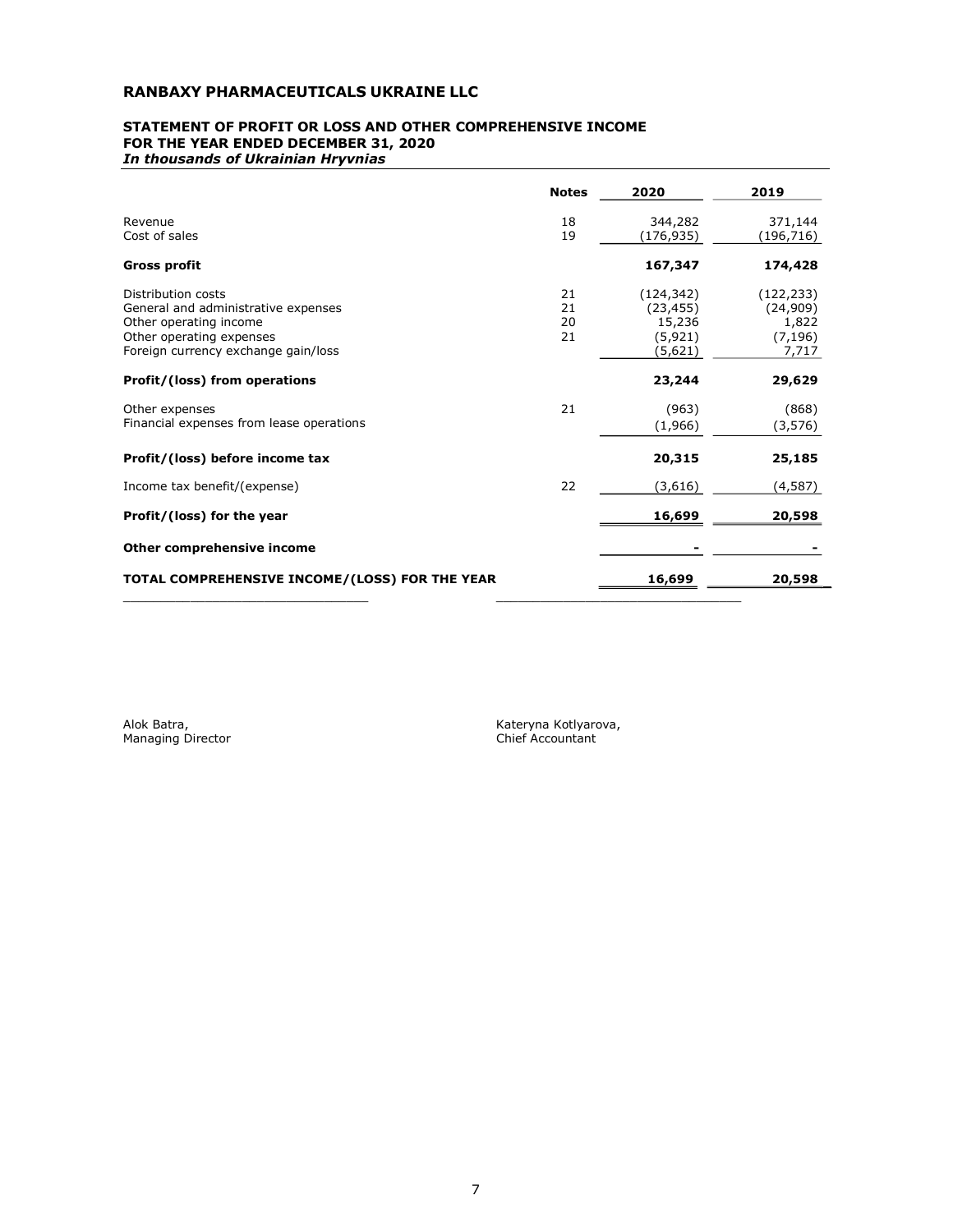# RANBAXY PHARMACEUTICALS UKRAINE LLC

## STATEMENT OF PROFIT OR LOSS AND OTHER COMPREHENSIVE INCOME FOR THE YEAR ENDED DECEMBER 31, 2020

***In thousands of Ukrainian Hryvnias***

| | Notes | 2020 | 2019 |
|---|---|---|---|
| Revenue | 18 | 344,282 | 371,144 |
| Cost of sales | 19 | (176,935) | (196,716) |
| **Gross profit** | | **167,347** | **174,428** |
| Distribution costs | 21 | (124,342) | (122,233) |
| General and administrative expenses | 21 | (23,455) | (24,909) |
| Other operating income | 20 | 15,236 | 1,822 |
| Other operating expenses | 21 | (5,921) | (7,196) |
| Foreign currency exchange gain/loss | | (5,621) | 7,717 |
| **Profit/(loss) from operations** | | **23,244** | **29,629** |
| Other expenses | 21 | (963) | (868) |
| Financial expenses from lease operations | | (1,966) | (3,576) |
| **Profit/(loss) before income tax** | | **20,315** | **25,185** |
| Income tax benefit/(expense) | 22 | (3,616) | (4,587) |
| **Profit/(loss) for the year** | | **16,699** | **20,598** |
| **Other comprehensive income** | | **-** | **-** |
| **TOTAL COMPREHENSIVE INCOME/(LOSS) FOR THE YEAR** | | **16,699** | **20,598** |

Alok Batra,
Managing Director

Kateryna Kotlyarova,
Chief Accountant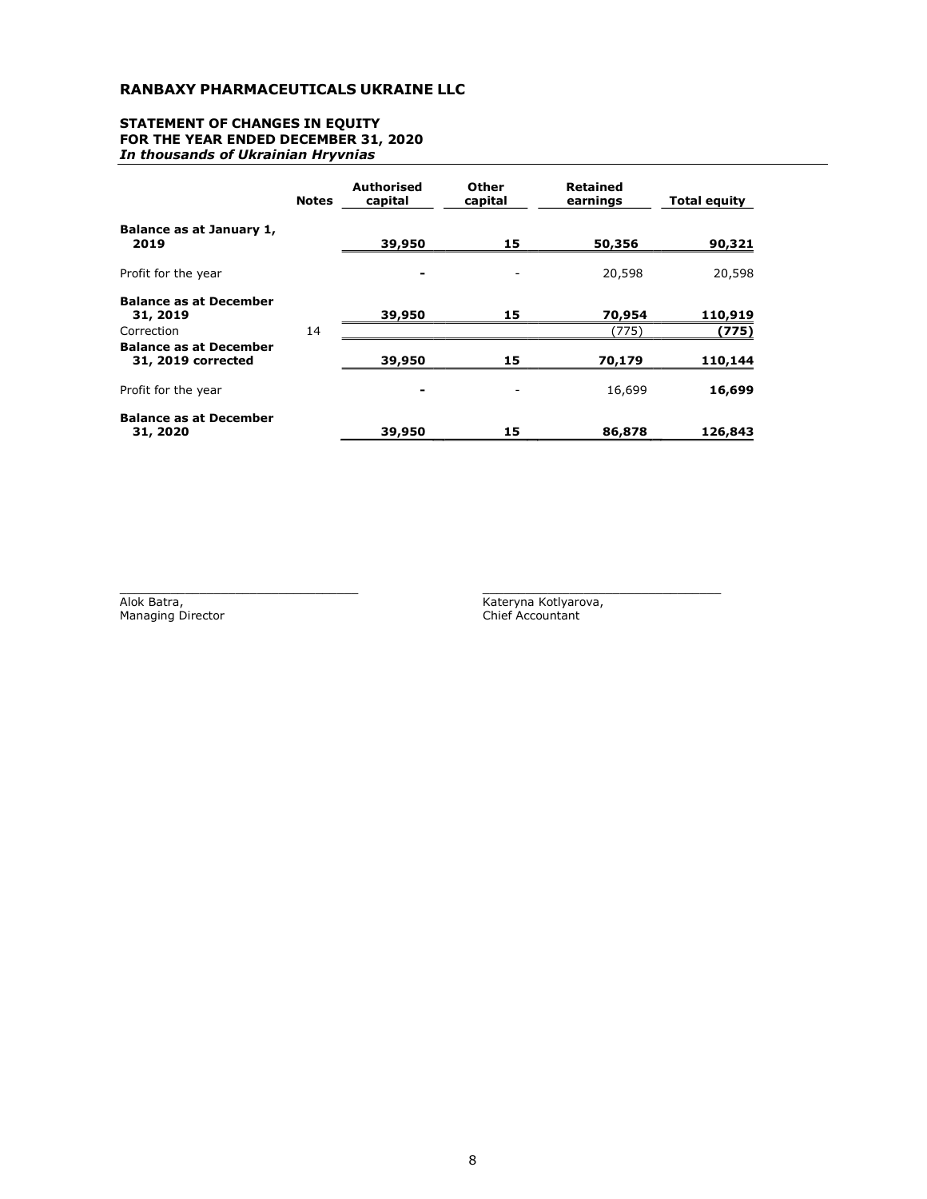## RANBAXY PHARMACEUTICALS UKRAINE LLC

### STATEMENT OF CHANGES IN EQUITY
### FOR THE YEAR ENDED DECEMBER 31, 2020
***In thousands of Ukrainian Hryvnias***

| | Notes | Authorised capital | Other capital | Retained earnings | Total equity |
|---|---|---|---|---|---|
| **Balance as at January 1, 2019** | | **39,950** | **15** | **50,356** | **90,321** |
| Profit for the year | | **-** | - | 20,598 | 20,598 |
| **Balance as at December 31, 2019** | | **39,950** | **15** | **70,954** | **110,919** |
| Correction | 14 | | | (775) | **(775)** |
| **Balance as at December 31, 2019 corrected** | | **39,950** | **15** | **70,179** | **110,144** |
| Profit for the year | | **-** | - | 16,699 | **16,699** |
| **Balance as at December 31, 2020** | | **39,950** | **15** | **86,878** | **126,843** |

Alok Batra,
Managing Director

Kateryna Kotlyarova,
Chief Accountant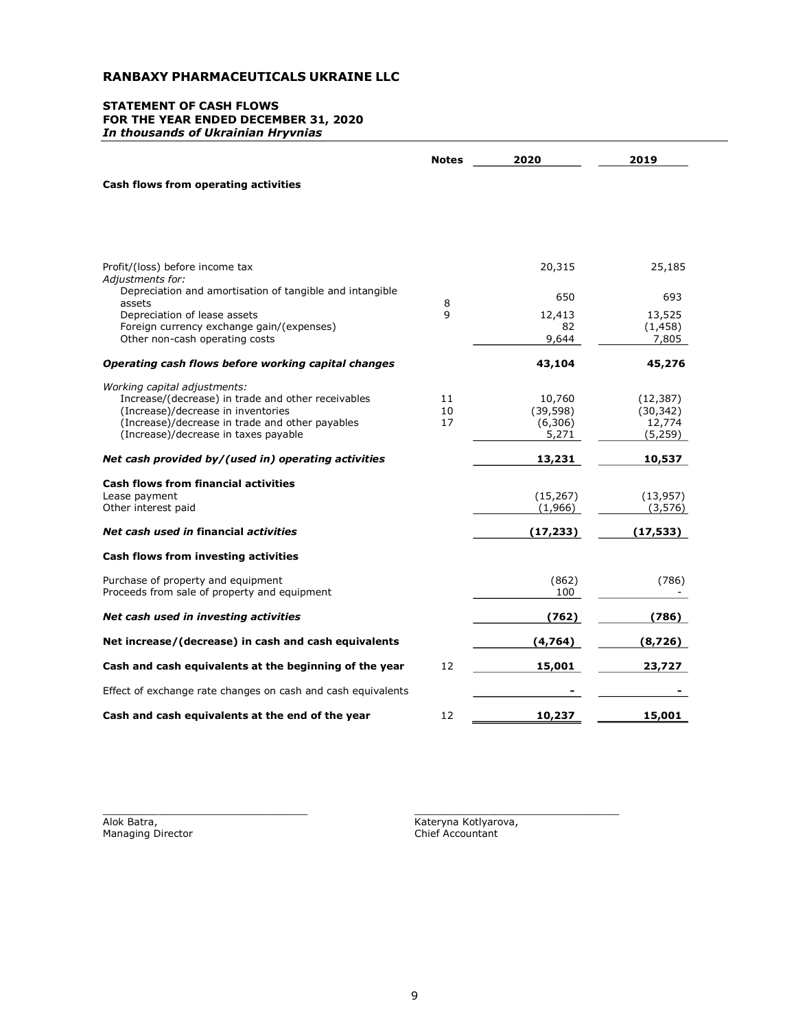# RANBAXY PHARMACEUTICALS UKRAINE LLC

## STATEMENT OF CASH FLOWS
## FOR THE YEAR ENDED DECEMBER 31, 2020
*In thousands of Ukrainian Hryvnias*

| | Notes | 2020 | 2019 |
|---|---|---|---|
| **Cash flows from operating activities** | | | |
| Profit/(loss) before income tax | | 20,315 | 25,185 |
| *Adjustments for:* | | | |
| Depreciation and amortisation of tangible and intangible assets | 8 | 650 | 693 |
| Depreciation of lease assets | 9 | 12,413 | 13,525 |
| Foreign currency exchange gain/(expenses) | | 82 | (1,458) |
| Other non-cash operating costs | | 9,644 | 7,805 |
| ***Operating cash flows before working capital changes*** | | **43,104** | **45,276** |
| *Working capital adjustments:* | | | |
| Increase/(decrease) in trade and other receivables | 11 | 10,760 | (12,387) |
| (Increase)/decrease in inventories | 10 | (39,598) | (30,342) |
| (Increase)/decrease in trade and other payables | 17 | (6,306) | 12,774 |
| (Increase)/decrease in taxes payable | | 5,271 | (5,259) |
| ***Net cash provided by/(used in) operating activities*** | | **13,231** | **10,537** |
| **Cash flows from financial activities** | | | |
| Lease payment | | (15,267) | (13,957) |
| Other interest paid | | (1,966) | (3,576) |
| ***Net cash used in financial activities*** | | **(17,233)** | **(17,533)** |
| **Cash flows from investing activities** | | | |
| Purchase of property and equipment | | (862) | (786) |
| Proceeds from sale of property and equipment | | 100 | - |
| ***Net cash used in investing activities*** | | **(762)** | **(786)** |
| **Net increase/(decrease) in cash and cash equivalents** | | **(4,764)** | **(8,726)** |
| **Cash and cash equivalents at the beginning of the year** | 12 | **15,001** | **23,727** |
| Effect of exchange rate changes on cash and cash equivalents | | **-** | **-** |
| **Cash and cash equivalents at the end of the year** | 12 | **10,237** | **15,001** |

Alok Batra,
Managing Director

Kateryna Kotlyarova,
Chief Accountant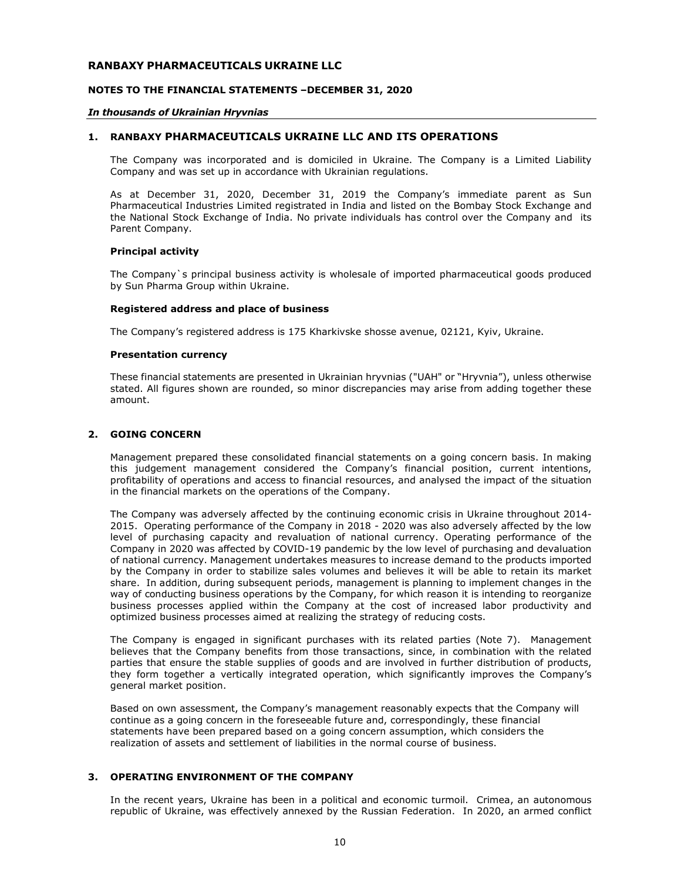# RANBAXY PHARMACEUTICALS UKRAINE LLC

## NOTES TO THE FINANCIAL STATEMENTS –DECEMBER 31, 2020

***In thousands of Ukrainian Hryvnias***

## 1. RANBAXY PHARMACEUTICALS UKRAINE LLC AND ITS OPERATIONS

The Company was incorporated and is domiciled in Ukraine. The Company is a Limited Liability Company and was set up in accordance with Ukrainian regulations.

As at December 31, 2020, December 31, 2019 the Company's immediate parent as Sun Pharmaceutical Industries Limited registrated in India and listed on the Bombay Stock Exchange and the National Stock Exchange of India. No private individuals has control over the Company and its Parent Company.

### Principal activity

The Company`s principal business activity is wholesale of imported pharmaceutical goods produced by Sun Pharma Group within Ukraine.

### Registered address and place of business

The Company's registered address is 175 Kharkivske shosse avenue, 02121, Kyiv, Ukraine.

### Presentation currency

These financial statements are presented in Ukrainian hryvnias ("UAH" or "Hryvnia"), unless otherwise stated. All figures shown are rounded, so minor discrepancies may arise from adding together these amount.

## 2. GOING CONCERN

Management prepared these consolidated financial statements on a going concern basis. In making this judgement management considered the Company's financial position, current intentions, profitability of operations and access to financial resources, and analysed the impact of the situation in the financial markets on the operations of the Company.

The Company was adversely affected by the continuing economic crisis in Ukraine throughout 2014-2015. Operating performance of the Company in 2018 - 2020 was also adversely affected by the low level of purchasing capacity and revaluation of national currency. Operating performance of the Company in 2020 was affected by COVID-19 pandemic by the low level of purchasing and devaluation of national currency. Management undertakes measures to increase demand to the products imported by the Company in order to stabilize sales volumes and believes it will be able to retain its market share. In addition, during subsequent periods, management is planning to implement changes in the way of conducting business operations by the Company, for which reason it is intending to reorganize business processes applied within the Company at the cost of increased labor productivity and optimized business processes aimed at realizing the strategy of reducing costs.

The Company is engaged in significant purchases with its related parties (Note 7). Management believes that the Company benefits from those transactions, since, in combination with the related parties that ensure the stable supplies of goods and are involved in further distribution of products, they form together a vertically integrated operation, which significantly improves the Company's general market position.

Based on own assessment, the Company's management reasonably expects that the Company will continue as a going concern in the foreseeable future and, correspondingly, these financial statements have been prepared based on a going concern assumption, which considers the realization of assets and settlement of liabilities in the normal course of business.

## 3. OPERATING ENVIRONMENT OF THE COMPANY

In the recent years, Ukraine has been in a political and economic turmoil. Crimea, an autonomous republic of Ukraine, was effectively annexed by the Russian Federation. In 2020, an armed conflict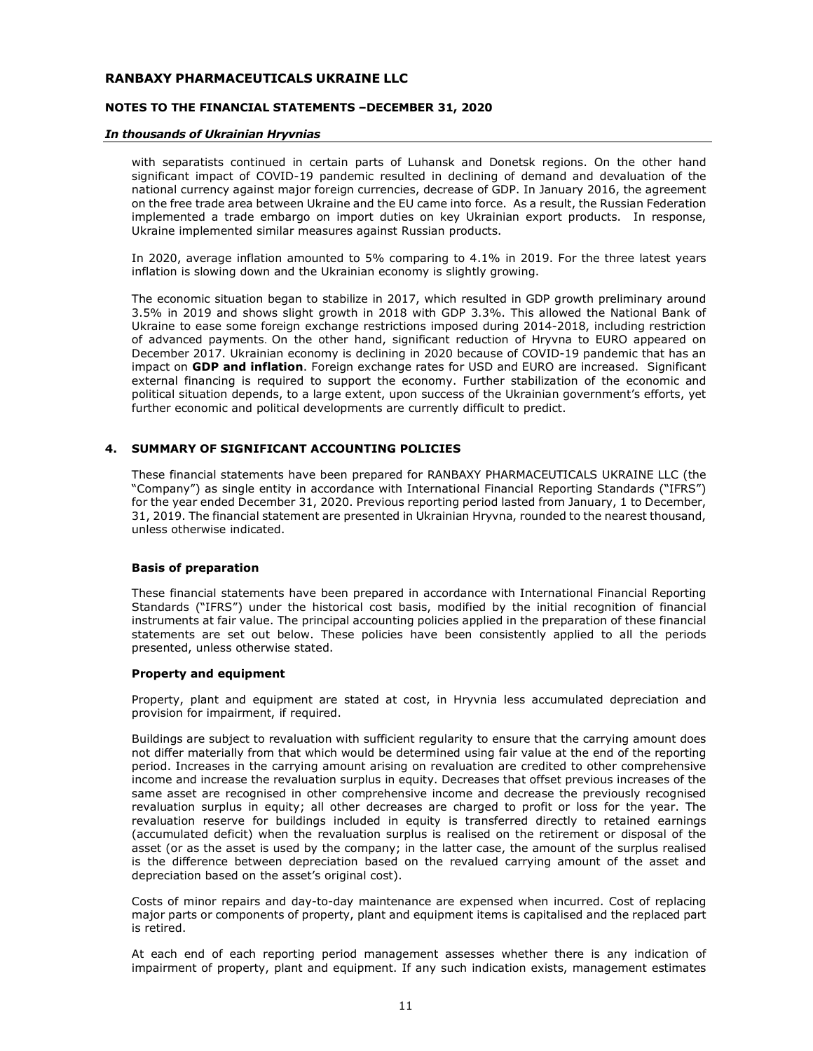with separatists continued in certain parts of Luhansk and Donetsk regions. On the other hand significant impact of COVID-19 pandemic resulted in declining of demand and devaluation of the national currency against major foreign currencies, decrease of GDP. In January 2016, the agreement on the free trade area between Ukraine and the EU came into force. As a result, the Russian Federation implemented a trade embargo on import duties on key Ukrainian export products. In response, Ukraine implemented similar measures against Russian products.

In 2020, average inflation amounted to 5% comparing to 4.1% in 2019. For the three latest years inflation is slowing down and the Ukrainian economy is slightly growing.

The economic situation began to stabilize in 2017, which resulted in GDP growth preliminary around 3.5% in 2019 and shows slight growth in 2018 with GDP 3.3%. This allowed the National Bank of Ukraine to ease some foreign exchange restrictions imposed during 2014-2018, including restriction of advanced payments. On the other hand, significant reduction of Hryvna to EURO appeared on December 2017. Ukrainian economy is declining in 2020 because of COVID-19 pandemic that has an impact on **GDP and inflation**. Foreign exchange rates for USD and EURO are increased. Significant external financing is required to support the economy. Further stabilization of the economic and political situation depends, to a large extent, upon success of the Ukrainian government's efforts, yet further economic and political developments are currently difficult to predict.

## 4. SUMMARY OF SIGNIFICANT ACCOUNTING POLICIES

These financial statements have been prepared for RANBAXY PHARMACEUTICALS UKRAINE LLC (the "Company") as single entity in accordance with International Financial Reporting Standards ("IFRS") for the year ended December 31, 2020. Previous reporting period lasted from January, 1 to December, 31, 2019. The financial statement are presented in Ukrainian Hryvna, rounded to the nearest thousand, unless otherwise indicated.

### Basis of preparation

These financial statements have been prepared in accordance with International Financial Reporting Standards ("IFRS") under the historical cost basis, modified by the initial recognition of financial instruments at fair value. The principal accounting policies applied in the preparation of these financial statements are set out below. These policies have been consistently applied to all the periods presented, unless otherwise stated.

### Property and equipment

Property, plant and equipment are stated at cost, in Hryvnia less accumulated depreciation and provision for impairment, if required.

Buildings are subject to revaluation with sufficient regularity to ensure that the carrying amount does not differ materially from that which would be determined using fair value at the end of the reporting period. Increases in the carrying amount arising on revaluation are credited to other comprehensive income and increase the revaluation surplus in equity. Decreases that offset previous increases of the same asset are recognised in other comprehensive income and decrease the previously recognised revaluation surplus in equity; all other decreases are charged to profit or loss for the year. The revaluation reserve for buildings included in equity is transferred directly to retained earnings (accumulated deficit) when the revaluation surplus is realised on the retirement or disposal of the asset (or as the asset is used by the company; in the latter case, the amount of the surplus realised is the difference between depreciation based on the revalued carrying amount of the asset and depreciation based on the asset's original cost).

Costs of minor repairs and day-to-day maintenance are expensed when incurred. Cost of replacing major parts or components of property, plant and equipment items is capitalised and the replaced part is retired.

At each end of each reporting period management assesses whether there is any indication of impairment of property, plant and equipment. If any such indication exists, management estimates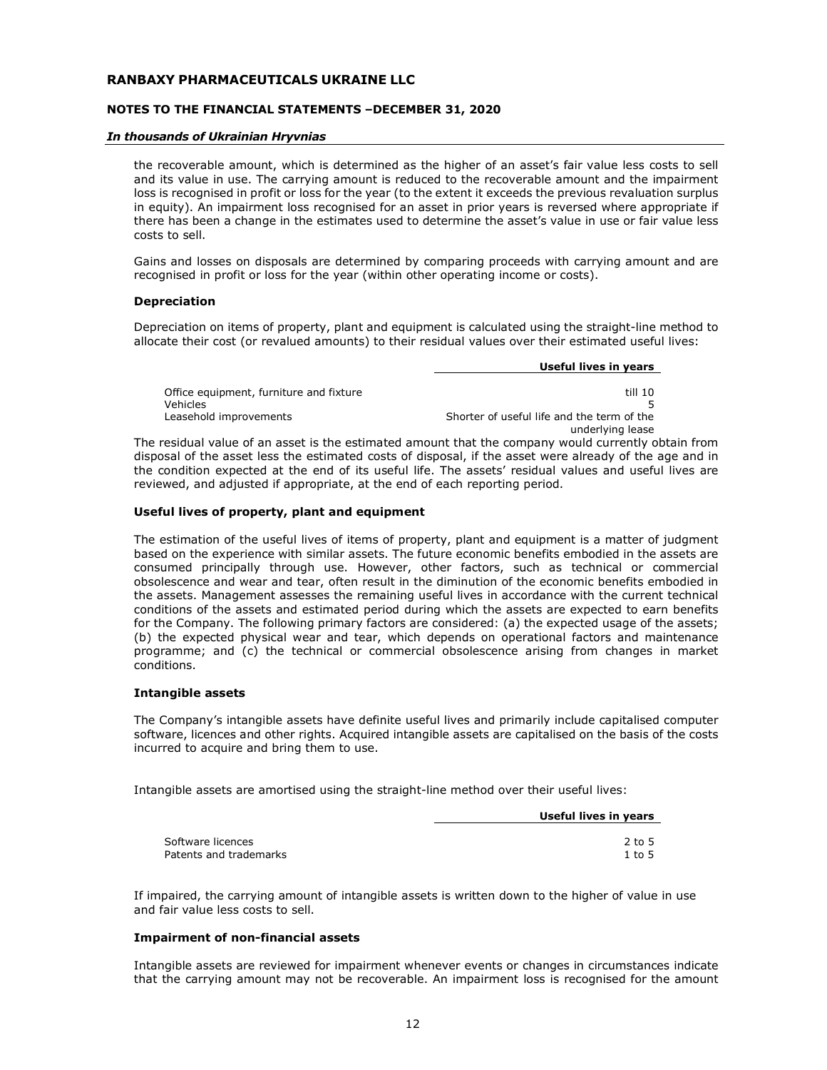the recoverable amount, which is determined as the higher of an asset's fair value less costs to sell and its value in use. The carrying amount is reduced to the recoverable amount and the impairment loss is recognised in profit or loss for the year (to the extent it exceeds the previous revaluation surplus in equity). An impairment loss recognised for an asset in prior years is reversed where appropriate if there has been a change in the estimates used to determine the asset's value in use or fair value less costs to sell.

Gains and losses on disposals are determined by comparing proceeds with carrying amount and are recognised in profit or loss for the year (within other operating income or costs).

**Depreciation**

Depreciation on items of property, plant and equipment is calculated using the straight-line method to allocate their cost (or revalued amounts) to their residual values over their estimated useful lives:

| | Useful lives in years |
|---|---|
| Office equipment, furniture and fixture | till 10 |
| Vehicles | 5 |
| Leasehold improvements | Shorter of useful life and the term of the underlying lease |

The residual value of an asset is the estimated amount that the company would currently obtain from disposal of the asset less the estimated costs of disposal, if the asset were already of the age and in the condition expected at the end of its useful life. The assets' residual values and useful lives are reviewed, and adjusted if appropriate, at the end of each reporting period.

**Useful lives of property, plant and equipment**

The estimation of the useful lives of items of property, plant and equipment is a matter of judgment based on the experience with similar assets. The future economic benefits embodied in the assets are consumed principally through use. However, other factors, such as technical or commercial obsolescence and wear and tear, often result in the diminution of the economic benefits embodied in the assets. Management assesses the remaining useful lives in accordance with the current technical conditions of the assets and estimated period during which the assets are expected to earn benefits for the Company. The following primary factors are considered: (a) the expected usage of the assets; (b) the expected physical wear and tear, which depends on operational factors and maintenance programme; and (c) the technical or commercial obsolescence arising from changes in market conditions.

**Intangible assets**

The Company's intangible assets have definite useful lives and primarily include capitalised computer software, licences and other rights. Acquired intangible assets are capitalised on the basis of the costs incurred to acquire and bring them to use.

Intangible assets are amortised using the straight-line method over their useful lives:

| | Useful lives in years |
|---|---|
| Software licences | 2 to 5 |
| Patents and trademarks | 1 to 5 |

If impaired, the carrying amount of intangible assets is written down to the higher of value in use and fair value less costs to sell.

**Impairment of non-financial assets**

Intangible assets are reviewed for impairment whenever events or changes in circumstances indicate that the carrying amount may not be recoverable. An impairment loss is recognised for the amount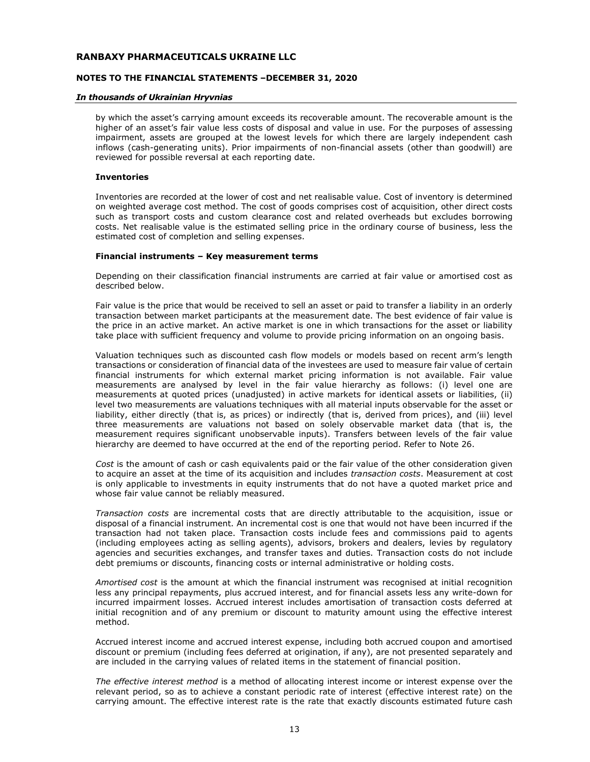by which the asset's carrying amount exceeds its recoverable amount. The recoverable amount is the higher of an asset's fair value less costs of disposal and value in use. For the purposes of assessing impairment, assets are grouped at the lowest levels for which there are largely independent cash inflows (cash-generating units). Prior impairments of non-financial assets (other than goodwill) are reviewed for possible reversal at each reporting date.

**Inventories**

Inventories are recorded at the lower of cost and net realisable value. Cost of inventory is determined on weighted average cost method. The cost of goods comprises cost of acquisition, other direct costs such as transport costs and custom clearance cost and related overheads but excludes borrowing costs. Net realisable value is the estimated selling price in the ordinary course of business, less the estimated cost of completion and selling expenses.

**Financial instruments – Key measurement terms**

Depending on their classification financial instruments are carried at fair value or amortised cost as described below.

Fair value is the price that would be received to sell an asset or paid to transfer a liability in an orderly transaction between market participants at the measurement date. The best evidence of fair value is the price in an active market. An active market is one in which transactions for the asset or liability take place with sufficient frequency and volume to provide pricing information on an ongoing basis.

Valuation techniques such as discounted cash flow models or models based on recent arm's length transactions or consideration of financial data of the investees are used to measure fair value of certain financial instruments for which external market pricing information is not available. Fair value measurements are analysed by level in the fair value hierarchy as follows: (i) level one are measurements at quoted prices (unadjusted) in active markets for identical assets or liabilities, (ii) level two measurements are valuations techniques with all material inputs observable for the asset or liability, either directly (that is, as prices) or indirectly (that is, derived from prices), and (iii) level three measurements are valuations not based on solely observable market data (that is, the measurement requires significant unobservable inputs). Transfers between levels of the fair value hierarchy are deemed to have occurred at the end of the reporting period. Refer to Note 26.

*Cost* is the amount of cash or cash equivalents paid or the fair value of the other consideration given to acquire an asset at the time of its acquisition and includes *transaction costs*. Measurement at cost is only applicable to investments in equity instruments that do not have a quoted market price and whose fair value cannot be reliably measured.

*Transaction costs* are incremental costs that are directly attributable to the acquisition, issue or disposal of a financial instrument. An incremental cost is one that would not have been incurred if the transaction had not taken place. Transaction costs include fees and commissions paid to agents (including employees acting as selling agents), advisors, brokers and dealers, levies by regulatory agencies and securities exchanges, and transfer taxes and duties. Transaction costs do not include debt premiums or discounts, financing costs or internal administrative or holding costs.

*Amortised cost* is the amount at which the financial instrument was recognised at initial recognition less any principal repayments, plus accrued interest, and for financial assets less any write-down for incurred impairment losses. Accrued interest includes amortisation of transaction costs deferred at initial recognition and of any premium or discount to maturity amount using the effective interest method.

Accrued interest income and accrued interest expense, including both accrued coupon and amortised discount or premium (including fees deferred at origination, if any), are not presented separately and are included in the carrying values of related items in the statement of financial position.

*The effective interest method* is a method of allocating interest income or interest expense over the relevant period, so as to achieve a constant periodic rate of interest (effective interest rate) on the carrying amount. The effective interest rate is the rate that exactly discounts estimated future cash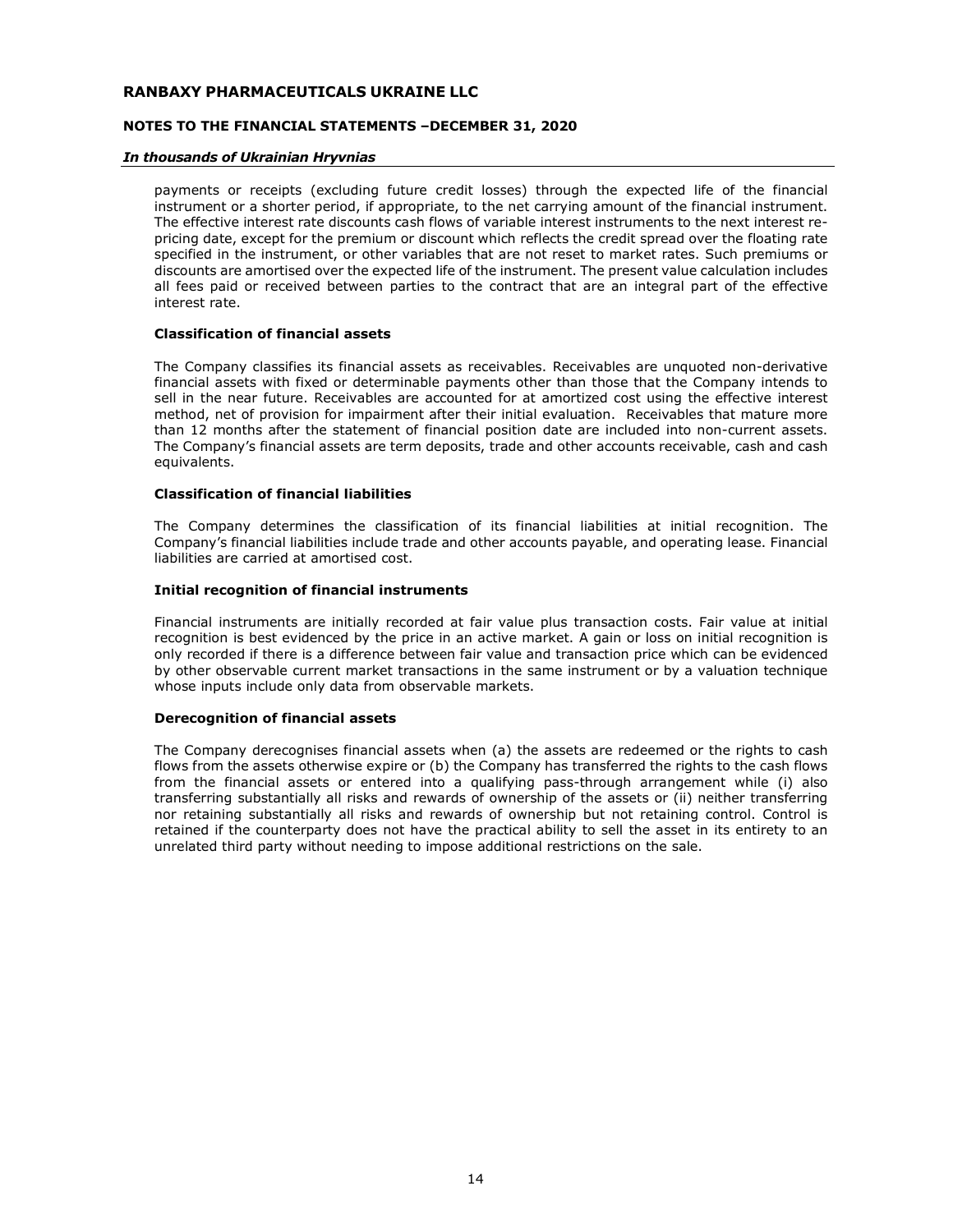payments or receipts (excluding future credit losses) through the expected life of the financial instrument or a shorter period, if appropriate, to the net carrying amount of the financial instrument. The effective interest rate discounts cash flows of variable interest instruments to the next interest re-pricing date, except for the premium or discount which reflects the credit spread over the floating rate specified in the instrument, or other variables that are not reset to market rates. Such premiums or discounts are amortised over the expected life of the instrument. The present value calculation includes all fees paid or received between parties to the contract that are an integral part of the effective interest rate.

**Classification of financial assets**

The Company classifies its financial assets as receivables. Receivables are unquoted non-derivative financial assets with fixed or determinable payments other than those that the Company intends to sell in the near future. Receivables are accounted for at amortized cost using the effective interest method, net of provision for impairment after their initial evaluation. Receivables that mature more than 12 months after the statement of financial position date are included into non-current assets. The Company's financial assets are term deposits, trade and other accounts receivable, cash and cash equivalents.

**Classification of financial liabilities**

The Company determines the classification of its financial liabilities at initial recognition. The Company's financial liabilities include trade and other accounts payable, and operating lease. Financial liabilities are carried at amortised cost.

**Initial recognition of financial instruments**

Financial instruments are initially recorded at fair value plus transaction costs. Fair value at initial recognition is best evidenced by the price in an active market. A gain or loss on initial recognition is only recorded if there is a difference between fair value and transaction price which can be evidenced by other observable current market transactions in the same instrument or by a valuation technique whose inputs include only data from observable markets.

**Derecognition of financial assets**

The Company derecognises financial assets when (a) the assets are redeemed or the rights to cash flows from the assets otherwise expire or (b) the Company has transferred the rights to the cash flows from the financial assets or entered into a qualifying pass-through arrangement while (i) also transferring substantially all risks and rewards of ownership of the assets or (ii) neither transferring nor retaining substantially all risks and rewards of ownership but not retaining control. Control is retained if the counterparty does not have the practical ability to sell the asset in its entirety to an unrelated third party without needing to impose additional restrictions on the sale.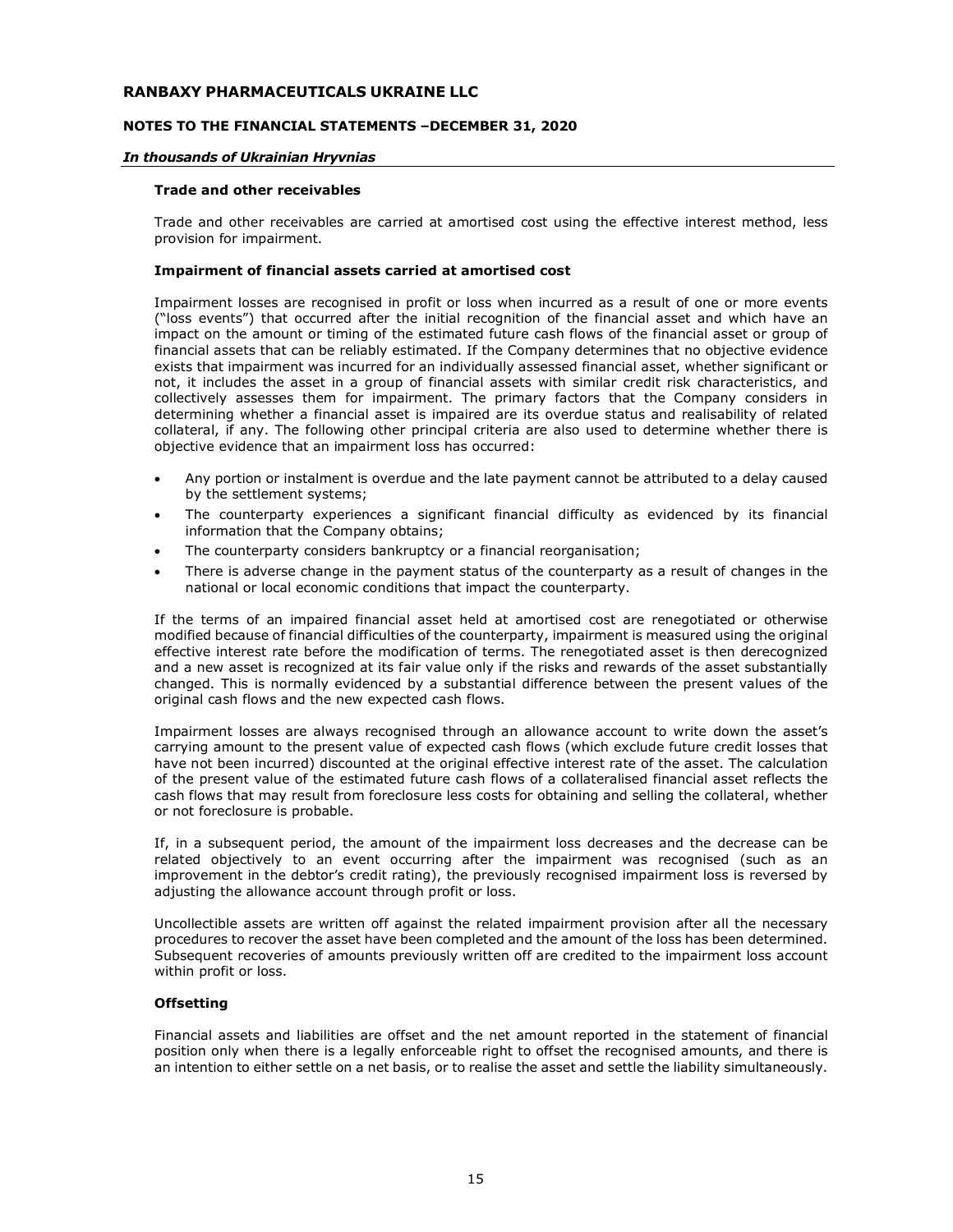### Trade and other receivables

Trade and other receivables are carried at amortised cost using the effective interest method, less provision for impairment.

### Impairment of financial assets carried at amortised cost

Impairment losses are recognised in profit or loss when incurred as a result of one or more events ("loss events") that occurred after the initial recognition of the financial asset and which have an impact on the amount or timing of the estimated future cash flows of the financial asset or group of financial assets that can be reliably estimated. If the Company determines that no objective evidence exists that impairment was incurred for an individually assessed financial asset, whether significant or not, it includes the asset in a group of financial assets with similar credit risk characteristics, and collectively assesses them for impairment. The primary factors that the Company considers in determining whether a financial asset is impaired are its overdue status and realisability of related collateral, if any. The following other principal criteria are also used to determine whether there is objective evidence that an impairment loss has occurred:

- Any portion or instalment is overdue and the late payment cannot be attributed to a delay caused by the settlement systems;
- The counterparty experiences a significant financial difficulty as evidenced by its financial information that the Company obtains;
- The counterparty considers bankruptcy or a financial reorganisation;
- There is adverse change in the payment status of the counterparty as a result of changes in the national or local economic conditions that impact the counterparty.

If the terms of an impaired financial asset held at amortised cost are renegotiated or otherwise modified because of financial difficulties of the counterparty, impairment is measured using the original effective interest rate before the modification of terms. The renegotiated asset is then derecognized and a new asset is recognized at its fair value only if the risks and rewards of the asset substantially changed. This is normally evidenced by a substantial difference between the present values of the original cash flows and the new expected cash flows.

Impairment losses are always recognised through an allowance account to write down the asset's carrying amount to the present value of expected cash flows (which exclude future credit losses that have not been incurred) discounted at the original effective interest rate of the asset. The calculation of the present value of the estimated future cash flows of a collateralised financial asset reflects the cash flows that may result from foreclosure less costs for obtaining and selling the collateral, whether or not foreclosure is probable.

If, in a subsequent period, the amount of the impairment loss decreases and the decrease can be related objectively to an event occurring after the impairment was recognised (such as an improvement in the debtor's credit rating), the previously recognised impairment loss is reversed by adjusting the allowance account through profit or loss.

Uncollectible assets are written off against the related impairment provision after all the necessary procedures to recover the asset have been completed and the amount of the loss has been determined. Subsequent recoveries of amounts previously written off are credited to the impairment loss account within profit or loss.

### Offsetting

Financial assets and liabilities are offset and the net amount reported in the statement of financial position only when there is a legally enforceable right to offset the recognised amounts, and there is an intention to either settle on a net basis, or to realise the asset and settle the liability simultaneously.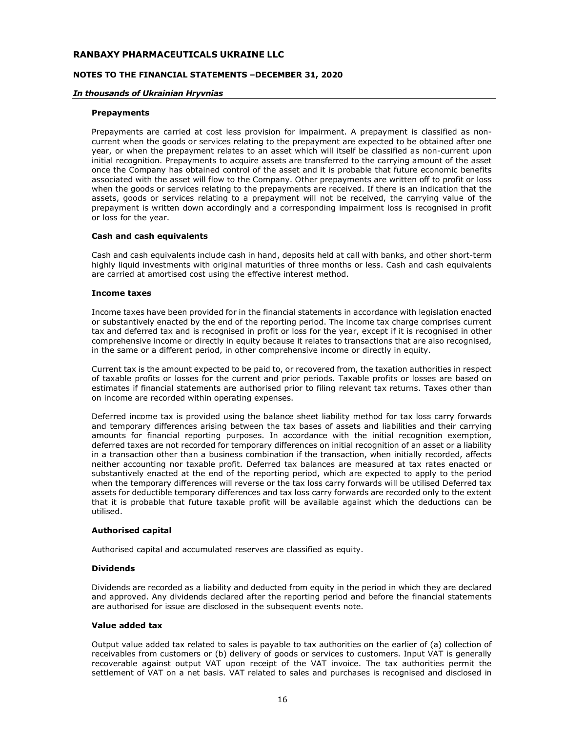**Prepayments**

Prepayments are carried at cost less provision for impairment. A prepayment is classified as non-current when the goods or services relating to the prepayment are expected to be obtained after one year, or when the prepayment relates to an asset which will itself be classified as non-current upon initial recognition. Prepayments to acquire assets are transferred to the carrying amount of the asset once the Company has obtained control of the asset and it is probable that future economic benefits associated with the asset will flow to the Company. Other prepayments are written off to profit or loss when the goods or services relating to the prepayments are received. If there is an indication that the assets, goods or services relating to a prepayment will not be received, the carrying value of the prepayment is written down accordingly and a corresponding impairment loss is recognised in profit or loss for the year.

**Cash and cash equivalents**

Cash and cash equivalents include cash in hand, deposits held at call with banks, and other short-term highly liquid investments with original maturities of three months or less. Cash and cash equivalents are carried at amortised cost using the effective interest method.

**Income taxes**

Income taxes have been provided for in the financial statements in accordance with legislation enacted or substantively enacted by the end of the reporting period. The income tax charge comprises current tax and deferred tax and is recognised in profit or loss for the year, except if it is recognised in other comprehensive income or directly in equity because it relates to transactions that are also recognised, in the same or a different period, in other comprehensive income or directly in equity.

Current tax is the amount expected to be paid to, or recovered from, the taxation authorities in respect of taxable profits or losses for the current and prior periods. Taxable profits or losses are based on estimates if financial statements are authorised prior to filing relevant tax returns. Taxes other than on income are recorded within operating expenses.

Deferred income tax is provided using the balance sheet liability method for tax loss carry forwards and temporary differences arising between the tax bases of assets and liabilities and their carrying amounts for financial reporting purposes. In accordance with the initial recognition exemption, deferred taxes are not recorded for temporary differences on initial recognition of an asset or a liability in a transaction other than a business combination if the transaction, when initially recorded, affects neither accounting nor taxable profit. Deferred tax balances are measured at tax rates enacted or substantively enacted at the end of the reporting period, which are expected to apply to the period when the temporary differences will reverse or the tax loss carry forwards will be utilised Deferred tax assets for deductible temporary differences and tax loss carry forwards are recorded only to the extent that it is probable that future taxable profit will be available against which the deductions can be utilised.

**Authorised capital**

Authorised capital and accumulated reserves are classified as equity.

**Dividends**

Dividends are recorded as a liability and deducted from equity in the period in which they are declared and approved. Any dividends declared after the reporting period and before the financial statements are authorised for issue are disclosed in the subsequent events note.

**Value added tax**

Output value added tax related to sales is payable to tax authorities on the earlier of (a) collection of receivables from customers or (b) delivery of goods or services to customers. Input VAT is generally recoverable against output VAT upon receipt of the VAT invoice. The tax authorities permit the settlement of VAT on a net basis. VAT related to sales and purchases is recognised and disclosed in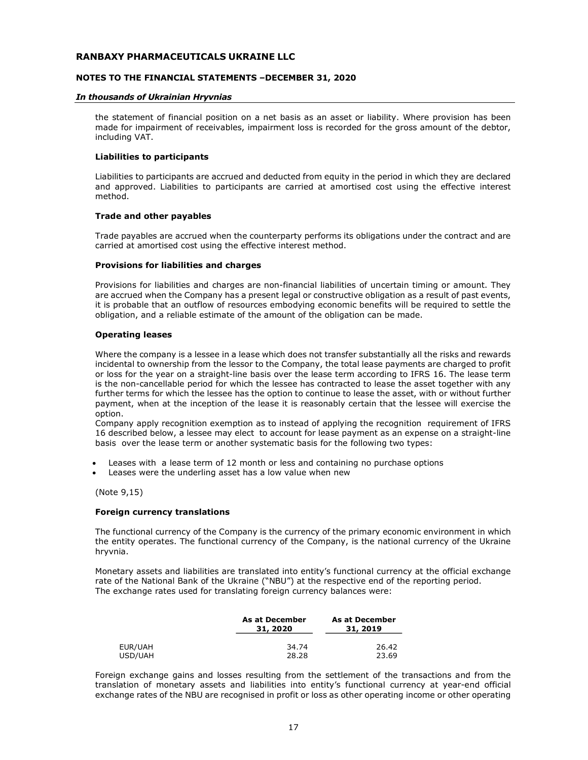the statement of financial position on a net basis as an asset or liability. Where provision has been made for impairment of receivables, impairment loss is recorded for the gross amount of the debtor, including VAT.

**Liabilities to participants**

Liabilities to participants are accrued and deducted from equity in the period in which they are declared and approved. Liabilities to participants are carried at amortised cost using the effective interest method.

**Trade and other payables**

Trade payables are accrued when the counterparty performs its obligations under the contract and are carried at amortised cost using the effective interest method.

**Provisions for liabilities and charges**

Provisions for liabilities and charges are non-financial liabilities of uncertain timing or amount. They are accrued when the Company has a present legal or constructive obligation as a result of past events, it is probable that an outflow of resources embodying economic benefits will be required to settle the obligation, and a reliable estimate of the amount of the obligation can be made.

**Operating leases**

Where the company is a lessee in a lease which does not transfer substantially all the risks and rewards incidental to ownership from the lessor to the Company, the total lease payments are charged to profit or loss for the year on a straight-line basis over the lease term according to IFRS 16. The lease term is the non-cancellable period for which the lessee has contracted to lease the asset together with any further terms for which the lessee has the option to continue to lease the asset, with or without further payment, when at the inception of the lease it is reasonably certain that the lessee will exercise the option.
Company apply recognition exemption as to instead of applying the recognition requirement of IFRS 16 described below, a lessee may elect to account for lease payment as an expense on a straight-line basis over the lease term or another systematic basis for the following two types:

- Leases with a lease term of 12 month or less and containing no purchase options
- Leases were the underling asset has a low value when new

(Note 9,15)

**Foreign currency translations**

The functional currency of the Company is the currency of the primary economic environment in which the entity operates. The functional currency of the Company, is the national currency of the Ukraine hryvnia.

Monetary assets and liabilities are translated into entity's functional currency at the official exchange rate of the National Bank of the Ukraine ("NBU") at the respective end of the reporting period.
The exchange rates used for translating foreign currency balances were:

| | As at December 31, 2020 | As at December 31, 2019 |
|---|---|---|
| EUR/UAH | 34.74 | 26.42 |
| USD/UAH | 28.28 | 23.69 |

Foreign exchange gains and losses resulting from the settlement of the transactions and from the translation of monetary assets and liabilities into entity's functional currency at year-end official exchange rates of the NBU are recognised in profit or loss as other operating income or other operating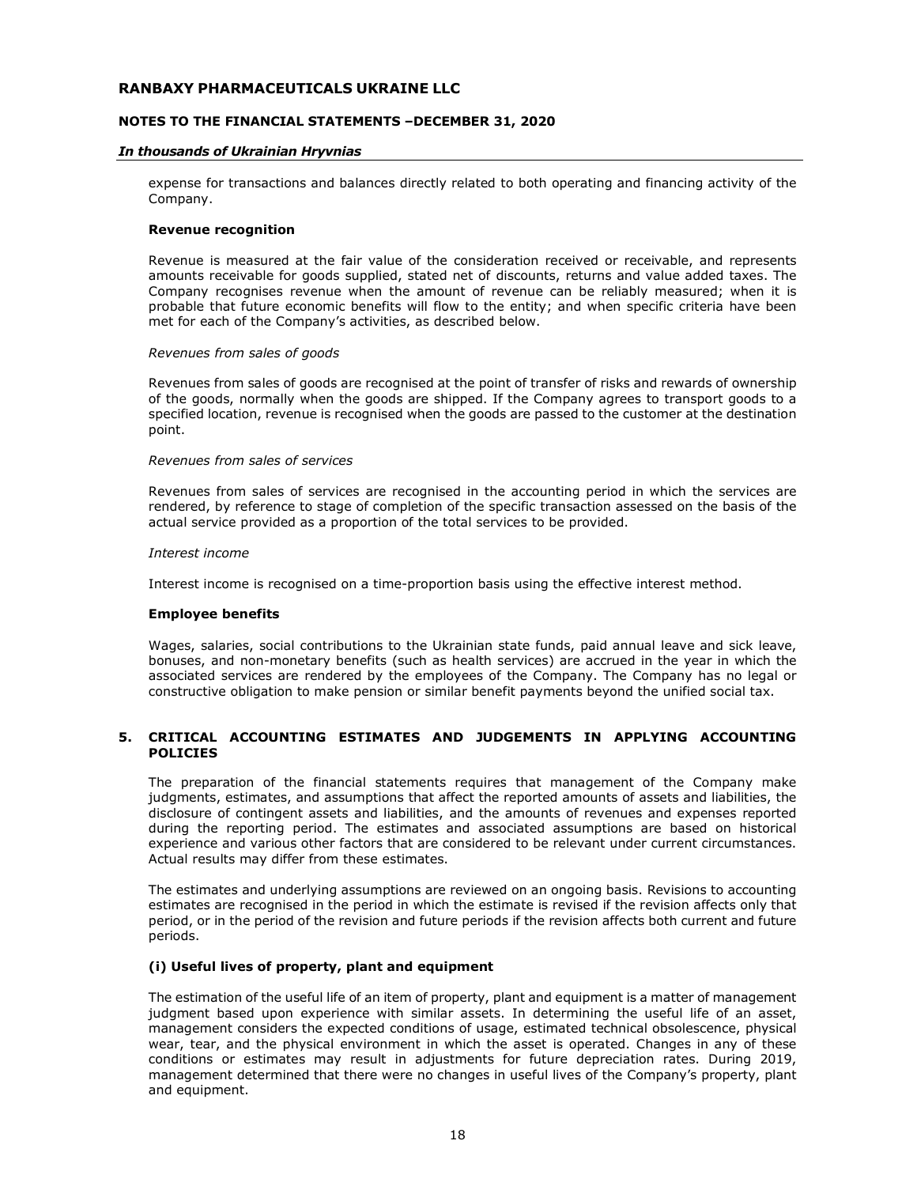expense for transactions and balances directly related to both operating and financing activity of the Company.

**Revenue recognition**

Revenue is measured at the fair value of the consideration received or receivable, and represents amounts receivable for goods supplied, stated net of discounts, returns and value added taxes. The Company recognises revenue when the amount of revenue can be reliably measured; when it is probable that future economic benefits will flow to the entity; and when specific criteria have been met for each of the Company's activities, as described below.

*Revenues from sales of goods*

Revenues from sales of goods are recognised at the point of transfer of risks and rewards of ownership of the goods, normally when the goods are shipped. If the Company agrees to transport goods to a specified location, revenue is recognised when the goods are passed to the customer at the destination point.

*Revenues from sales of services*

Revenues from sales of services are recognised in the accounting period in which the services are rendered, by reference to stage of completion of the specific transaction assessed on the basis of the actual service provided as a proportion of the total services to be provided.

*Interest income*

Interest income is recognised on a time-proportion basis using the effective interest method.

**Employee benefits**

Wages, salaries, social contributions to the Ukrainian state funds, paid annual leave and sick leave, bonuses, and non-monetary benefits (such as health services) are accrued in the year in which the associated services are rendered by the employees of the Company. The Company has no legal or constructive obligation to make pension or similar benefit payments beyond the unified social tax.

## 5. CRITICAL ACCOUNTING ESTIMATES AND JUDGEMENTS IN APPLYING ACCOUNTING POLICIES

The preparation of the financial statements requires that management of the Company make judgments, estimates, and assumptions that affect the reported amounts of assets and liabilities, the disclosure of contingent assets and liabilities, and the amounts of revenues and expenses reported during the reporting period. The estimates and associated assumptions are based on historical experience and various other factors that are considered to be relevant under current circumstances. Actual results may differ from these estimates.

The estimates and underlying assumptions are reviewed on an ongoing basis. Revisions to accounting estimates are recognised in the period in which the estimate is revised if the revision affects only that period, or in the period of the revision and future periods if the revision affects both current and future periods.

**(i) Useful lives of property, plant and equipment**

The estimation of the useful life of an item of property, plant and equipment is a matter of management judgment based upon experience with similar assets. In determining the useful life of an asset, management considers the expected conditions of usage, estimated technical obsolescence, physical wear, tear, and the physical environment in which the asset is operated. Changes in any of these conditions or estimates may result in adjustments for future depreciation rates. During 2019, management determined that there were no changes in useful lives of the Company's property, plant and equipment.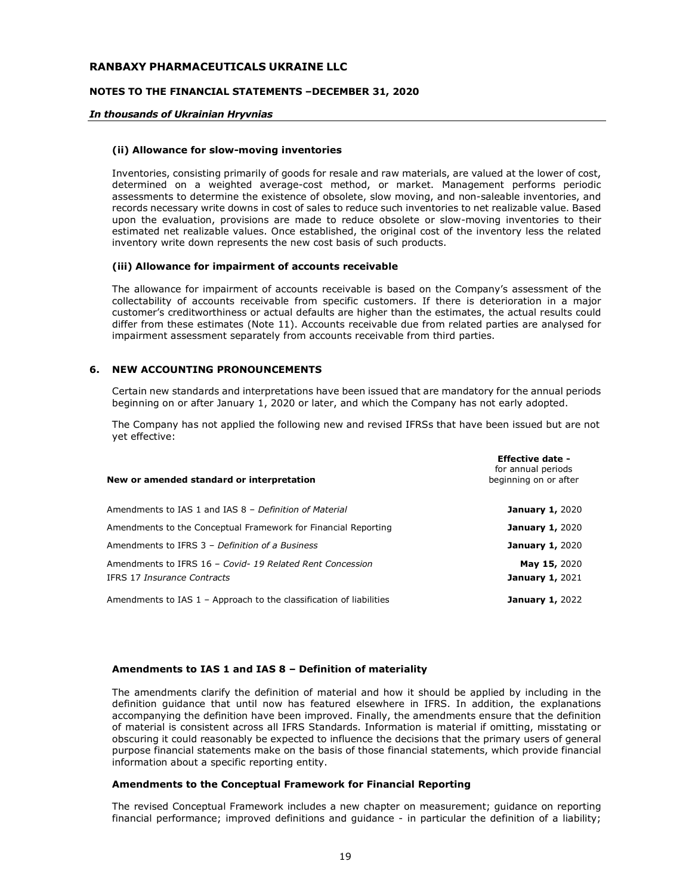### (ii) Allowance for slow-moving inventories

Inventories, consisting primarily of goods for resale and raw materials, are valued at the lower of cost, determined on a weighted average-cost method, or market. Management performs periodic assessments to determine the existence of obsolete, slow moving, and non-saleable inventories, and records necessary write downs in cost of sales to reduce such inventories to net realizable value. Based upon the evaluation, provisions are made to reduce obsolete or slow-moving inventories to their estimated net realizable values. Once established, the original cost of the inventory less the related inventory write down represents the new cost basis of such products.

### (iii) Allowance for impairment of accounts receivable

The allowance for impairment of accounts receivable is based on the Company's assessment of the collectability of accounts receivable from specific customers. If there is deterioration in a major customer's creditworthiness or actual defaults are higher than the estimates, the actual results could differ from these estimates (Note 11). Accounts receivable due from related parties are analysed for impairment assessment separately from accounts receivable from third parties.

## 6. NEW ACCOUNTING PRONOUNCEMENTS

Certain new standards and interpretations have been issued that are mandatory for the annual periods beginning on or after January 1, 2020 or later, and which the Company has not early adopted.

The Company has not applied the following new and revised IFRSs that have been issued but are not yet effective:

| New or amended standard or interpretation | **Effective date -** for annual periods beginning on or after |
|---|---|
| Amendments to IAS 1 and IAS 8 – *Definition of Material* | **January 1,** 2020 |
| Amendments to the Conceptual Framework for Financial Reporting | **January 1,** 2020 |
| Amendments to IFRS 3 – *Definition of a Business* | **January 1,** 2020 |
| Amendments to IFRS 16 – *Covid- 19 Related Rent Concession* | **May 15,** 2020 |
| IFRS 17 *Insurance Contracts* | **January 1,** 2021 |
| Amendments to IAS 1 – Approach to the classification of liabilities | **January 1,** 2022 |

### Amendments to IAS 1 and IAS 8 – Definition of materiality

The amendments clarify the definition of material and how it should be applied by including in the definition guidance that until now has featured elsewhere in IFRS. In addition, the explanations accompanying the definition have been improved. Finally, the amendments ensure that the definition of material is consistent across all IFRS Standards. Information is material if omitting, misstating or obscuring it could reasonably be expected to influence the decisions that the primary users of general purpose financial statements make on the basis of those financial statements, which provide financial information about a specific reporting entity.

### Amendments to the Conceptual Framework for Financial Reporting

The revised Conceptual Framework includes a new chapter on measurement; guidance on reporting financial performance; improved definitions and guidance - in particular the definition of a liability;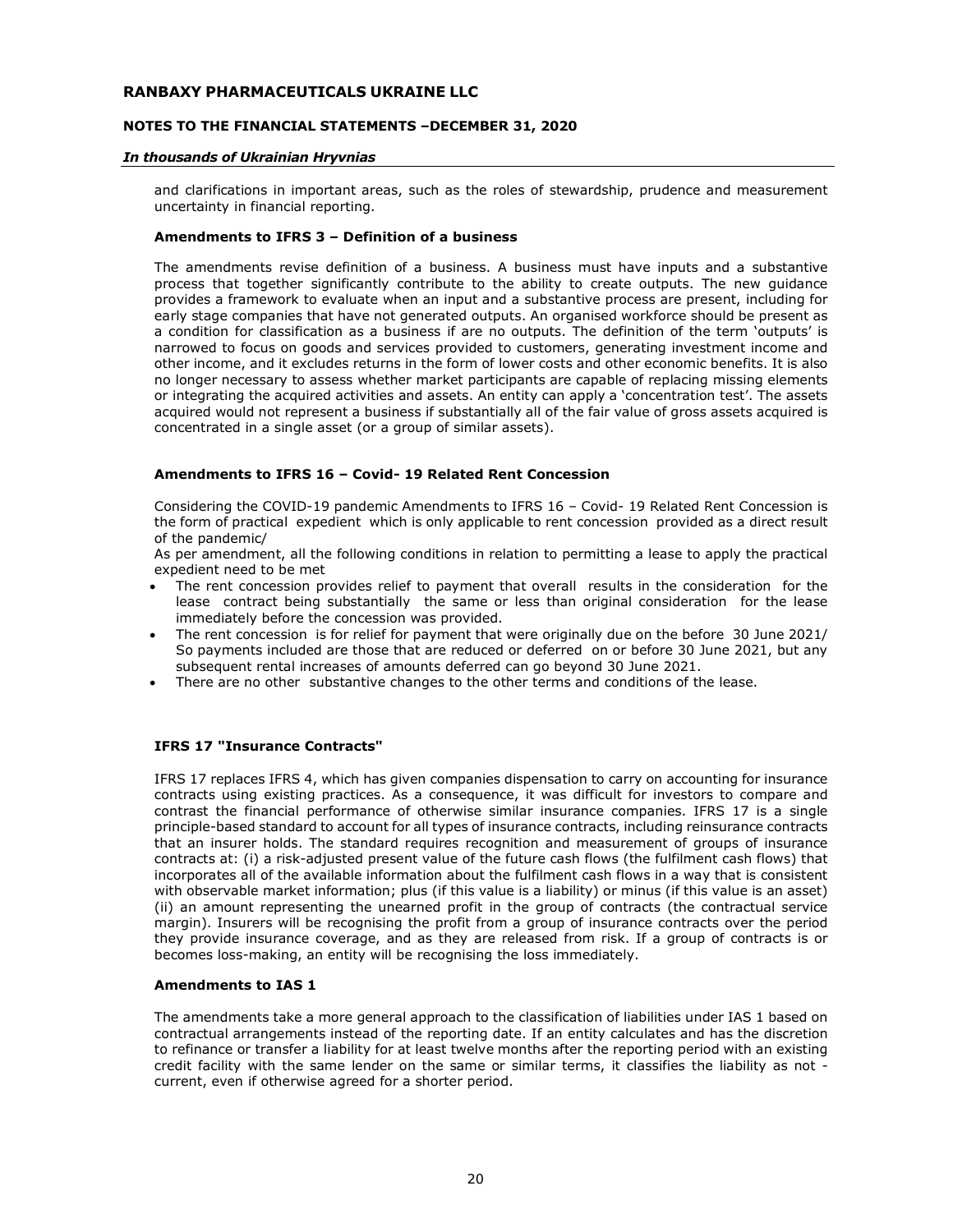and clarifications in important areas, such as the roles of stewardship, prudence and measurement uncertainty in financial reporting.

**Amendments to IFRS 3 – Definition of a business**

The amendments revise definition of a business. A business must have inputs and a substantive process that together significantly contribute to the ability to create outputs. The new guidance provides a framework to evaluate when an input and a substantive process are present, including for early stage companies that have not generated outputs. An organised workforce should be present as a condition for classification as a business if are no outputs. The definition of the term 'outputs' is narrowed to focus on goods and services provided to customers, generating investment income and other income, and it excludes returns in the form of lower costs and other economic benefits. It is also no longer necessary to assess whether market participants are capable of replacing missing elements or integrating the acquired activities and assets. An entity can apply a 'concentration test'. The assets acquired would not represent a business if substantially all of the fair value of gross assets acquired is concentrated in a single asset (or a group of similar assets).

**Amendments to IFRS 16 – Covid- 19 Related Rent Concession**

Considering the COVID-19 pandemic Amendments to IFRS 16 – Covid- 19 Related Rent Concession is the form of practical expedient which is only applicable to rent concession provided as a direct result of the pandemic/

As per amendment, all the following conditions in relation to permitting a lease to apply the practical expedient need to be met

- The rent concession provides relief to payment that overall results in the consideration for the lease contract being substantially the same or less than original consideration for the lease immediately before the concession was provided.
- The rent concession is for relief for payment that were originally due on the before 30 June 2021/ So payments included are those that are reduced or deferred on or before 30 June 2021, but any subsequent rental increases of amounts deferred can go beyond 30 June 2021.
- There are no other substantive changes to the other terms and conditions of the lease.

**IFRS 17 "Insurance Contracts"**

IFRS 17 replaces IFRS 4, which has given companies dispensation to carry on accounting for insurance contracts using existing practices. As a consequence, it was difficult for investors to compare and contrast the financial performance of otherwise similar insurance companies. IFRS 17 is a single principle-based standard to account for all types of insurance contracts, including reinsurance contracts that an insurer holds. The standard requires recognition and measurement of groups of insurance contracts at: (i) a risk-adjusted present value of the future cash flows (the fulfilment cash flows) that incorporates all of the available information about the fulfilment cash flows in a way that is consistent with observable market information; plus (if this value is a liability) or minus (if this value is an asset) (ii) an amount representing the unearned profit in the group of contracts (the contractual service margin). Insurers will be recognising the profit from a group of insurance contracts over the period they provide insurance coverage, and as they are released from risk. If a group of contracts is or becomes loss-making, an entity will be recognising the loss immediately.

**Amendments to IAS 1**

The amendments take a more general approach to the classification of liabilities under IAS 1 based on contractual arrangements instead of the reporting date. If an entity calculates and has the discretion to refinance or transfer a liability for at least twelve months after the reporting period with an existing credit facility with the same lender on the same or similar terms, it classifies the liability as not - current, even if otherwise agreed for a shorter period.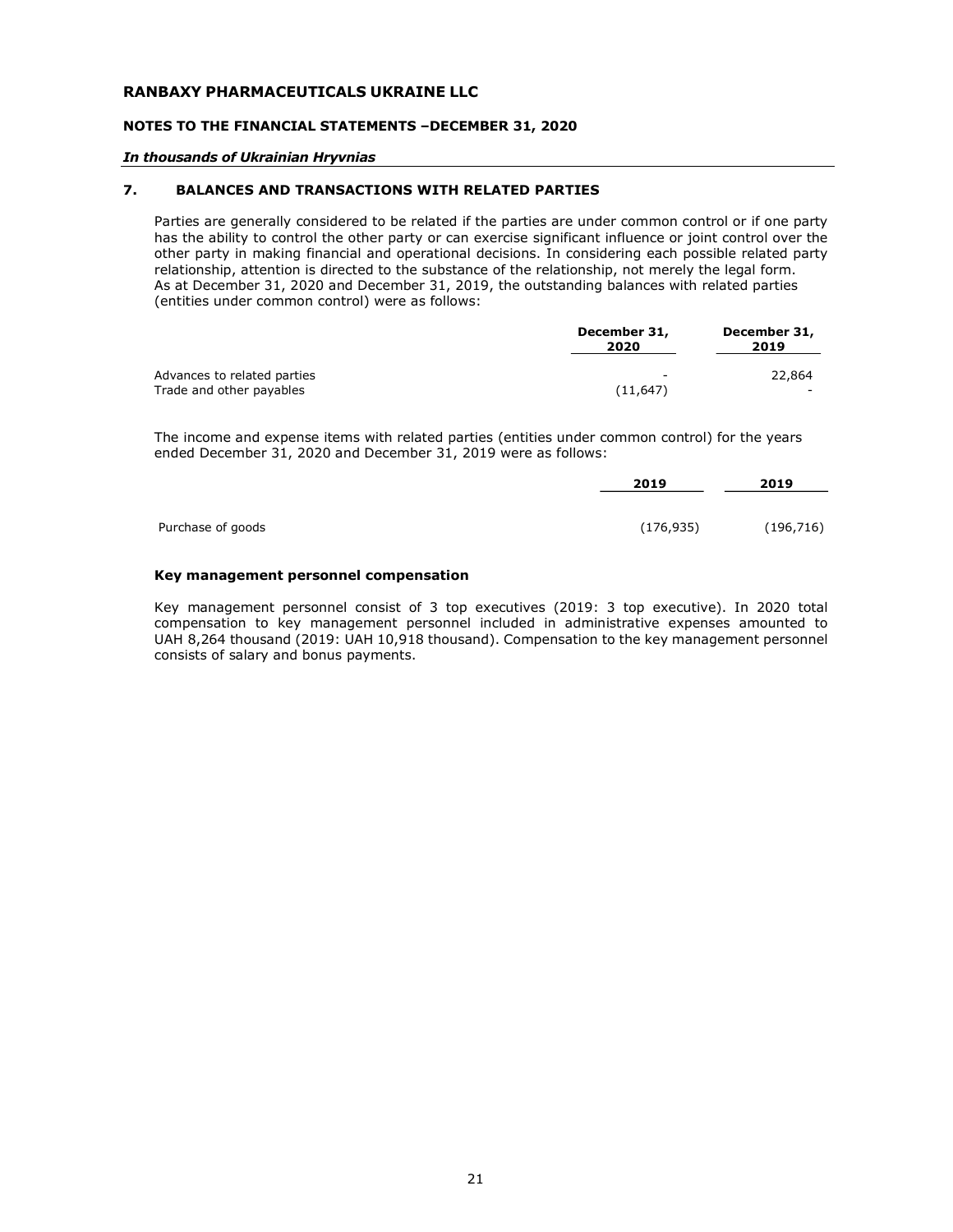## 7. BALANCES AND TRANSACTIONS WITH RELATED PARTIES

Parties are generally considered to be related if the parties are under common control or if one party has the ability to control the other party or can exercise significant influence or joint control over the other party in making financial and operational decisions. In considering each possible related party relationship, attention is directed to the substance of the relationship, not merely the legal form. As at December 31, 2020 and December 31, 2019, the outstanding balances with related parties (entities under common control) were as follows:

| | December 31, 2020 | December 31, 2019 |
|---|---|---|
| Advances to related parties | - | 22,864 |
| Trade and other payables | (11,647) | - |

The income and expense items with related parties (entities under common control) for the years ended December 31, 2020 and December 31, 2019 were as follows:

| | 2019 | 2019 |
|---|---|---|
| Purchase of goods | (176,935) | (196,716) |

### Key management personnel compensation

Key management personnel consist of 3 top executives (2019: 3 top executive). In 2020 total compensation to key management personnel included in administrative expenses amounted to UAH 8,264 thousand (2019: UAH 10,918 thousand). Compensation to the key management personnel consists of salary and bonus payments.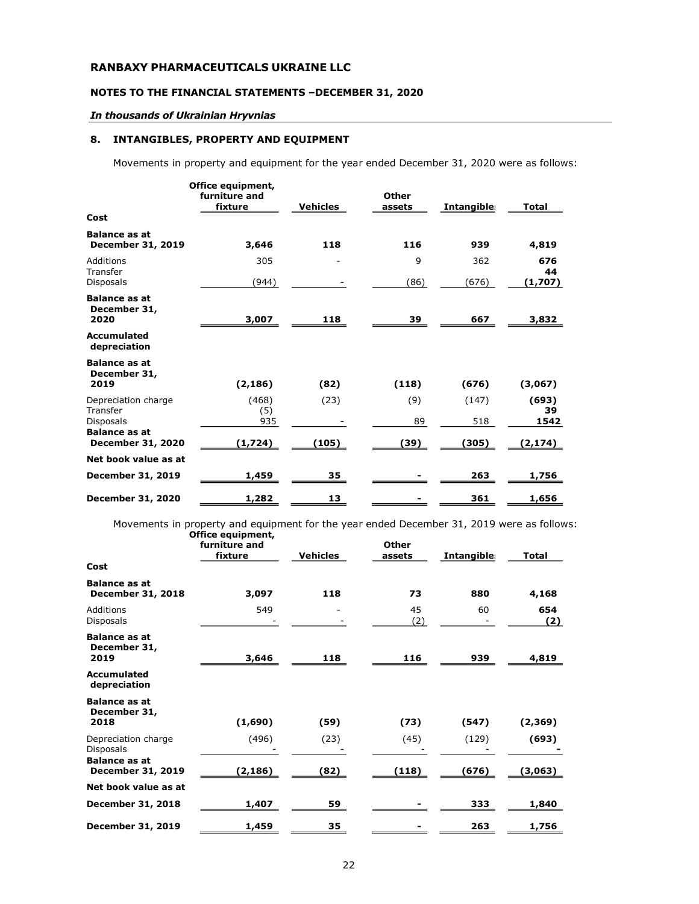**RANBAXY PHARMACEUTICALS UKRAINE LLC**

**NOTES TO THE FINANCIAL STATEMENTS –DECEMBER 31, 2020**

***In thousands of Ukrainian Hryvnias***

## 8. INTANGIBLES, PROPERTY AND EQUIPMENT

Movements in property and equipment for the year ended December 31, 2020 were as follows:

| | Office equipment, furniture and fixture | Vehicles | Other assets | Intangibles | Total |
|---|---|---|---|---|---|
| **Cost** | | | | | |
| **Balance as at December 31, 2019** | **3,646** | **118** | **116** | **939** | **4,819** |
| Additions | 305 | - | 9 | 362 | **676** |
| Transfer | | | | | **44** |
| Disposals | (944) | - | (86) | (676) | **(1,707)** |
| **Balance as at December 31, 2020** | **3,007** | **118** | **39** | **667** | **3,832** |
| **Accumulated depreciation** | | | | | |
| **Balance as at December 31, 2019** | **(2,186)** | **(82)** | **(118)** | **(676)** | **(3,067)** |
| Depreciation charge | (468) | (23) | (9) | (147) | **(693)** |
| Transfer | (5) | | | | **39** |
| Disposals | 935 | - | 89 | 518 | **1542** |
| **Balance as at December 31, 2020** | **(1,724)** | **(105)** | **(39)** | **(305)** | **(2,174)** |
| **Net book value as at** | | | | | |
| **December 31, 2019** | **1,459** | **35** | **-** | **263** | **1,756** |
| **December 31, 2020** | **1,282** | **13** | **-** | **361** | **1,656** |

Movements in property and equipment for the year ended December 31, 2019 were as follows:

| | Office equipment, furniture and fixture | Vehicles | Other assets | Intangibles | Total |
|---|---|---|---|---|---|
| **Cost** | | | | | |
| **Balance as at December 31, 2018** | **3,097** | **118** | **73** | **880** | **4,168** |
| Additions | 549 | - | 45 | 60 | **654** |
| Disposals | - | - | (2) | - | **(2)** |
| **Balance as at December 31, 2019** | **3,646** | **118** | **116** | **939** | **4,819** |
| **Accumulated depreciation** | | | | | |
| **Balance as at December 31, 2018** | **(1,690)** | **(59)** | **(73)** | **(547)** | **(2,369)** |
| Depreciation charge | (496) | (23) | (45) | (129) | **(693)** |
| Disposals | - | - | - | - | **-** |
| **Balance as at December 31, 2019** | **(2,186)** | **(82)** | **(118)** | **(676)** | **(3,063)** |
| **Net book value as at** | | | | | |
| **December 31, 2018** | **1,407** | **59** | **-** | **333** | **1,840** |
| **December 31, 2019** | **1,459** | **35** | **-** | **263** | **1,756** |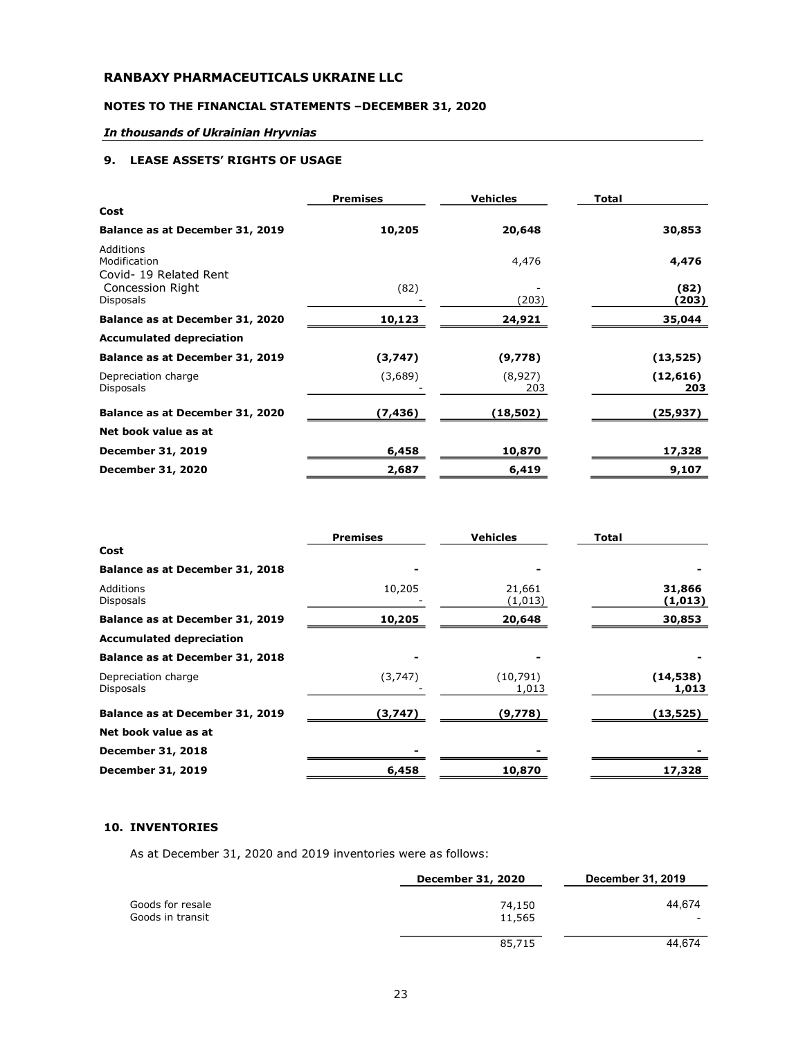**RANBAXY PHARMACEUTICALS UKRAINE LLC**

**NOTES TO THE FINANCIAL STATEMENTS –DECEMBER 31, 2020**

***In thousands of Ukrainian Hryvnias***

## 9. LEASE ASSETS' RIGHTS OF USAGE

| | Premises | Vehicles | Total |
|---|---|---|---|
| **Cost** | | | |
| **Balance as at December 31, 2019** | **10,205** | **20,648** | **30,853** |
| Additions | | | |
| Modification | | 4,476 | **4,476** |
| Covid- 19 Related Rent Concession Right | (82) | - | **(82)** |
| Disposals | - | (203) | **(203)** |
| **Balance as at December 31, 2020** | **10,123** | **24,921** | **35,044** |
| **Accumulated depreciation** | | | |
| **Balance as at December 31, 2019** | **(3,747)** | **(9,778)** | **(13,525)** |
| Depreciation charge | (3,689) | (8,927) | **(12,616)** |
| Disposals | - | 203 | **203** |
| **Balance as at December 31, 2020** | **(7,436)** | **(18,502)** | **(25,937)** |
| **Net book value as at** | | | |
| **December 31, 2019** | **6,458** | **10,870** | **17,328** |
| **December 31, 2020** | **2,687** | **6,419** | **9,107** |

| | Premises | Vehicles | Total |
|---|---|---|---|
| **Cost** | | | |
| **Balance as at December 31, 2018** | **-** | **-** | **-** |
| Additions | 10,205 | 21,661 | **31,866** |
| Disposals | - | (1,013) | **(1,013)** |
| **Balance as at December 31, 2019** | **10,205** | **20,648** | **30,853** |
| **Accumulated depreciation** | | | |
| **Balance as at December 31, 2018** | **-** | **-** | **-** |
| Depreciation charge | (3,747) | (10,791) | **(14,538)** |
| Disposals | - | 1,013 | **1,013** |
| **Balance as at December 31, 2019** | **(3,747)** | **(9,778)** | **(13,525)** |
| **Net book value as at** | | | |
| **December 31, 2018** | **-** | **-** | **-** |
| **December 31, 2019** | **6,458** | **10,870** | **17,328** |

## 10. INVENTORIES

As at December 31, 2020 and 2019 inventories were as follows:

| | December 31, 2020 | December 31, 2019 |
|---|---|---|
| Goods for resale | 74,150 | 44,674 |
| Goods in transit | 11,565 | - |
| | 85,715 | 44,674 |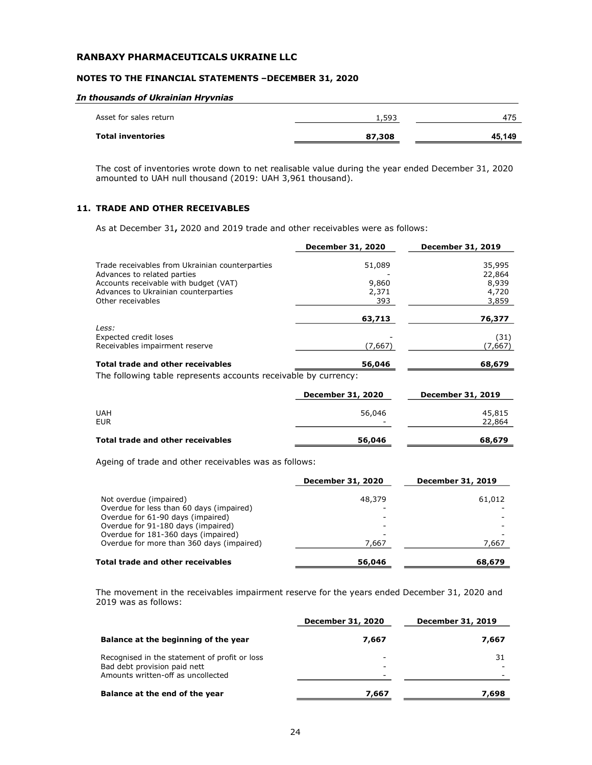**RANBAXY PHARMACEUTICALS UKRAINE LLC**

**NOTES TO THE FINANCIAL STATEMENTS –DECEMBER 31, 2020**

***In thousands of Ukrainian Hryvnias***

| | | |
|---|---|---|
| Asset for sales return | 1,593 | 475 |
| **Total inventories** | **87,308** | **45,149** |

The cost of inventories wrote down to net realisable value during the year ended December 31, 2020 amounted to UAH null thousand (2019: UAH 3,961 thousand).

## 11. TRADE AND OTHER RECEIVABLES

As at December 31**,** 2020 and 2019 trade and other receivables were as follows:

| | December 31, 2020 | December 31, 2019 |
|---|---|---|
| Trade receivables from Ukrainian counterparties | 51,089 | 35,995 |
| Advances to related parties | - | 22,864 |
| Accounts receivable with budget (VAT) | 9,860 | 8,939 |
| Advances to Ukrainian counterparties | 2,371 | 4,720 |
| Other receivables | 393 | 3,859 |
| | **63,713** | **76,377** |
| *Less:* | | |
| Expected credit loses | - | (31) |
| Receivables impairment reserve | (7,667) | (7,667) |
| **Total trade and other receivables** | **56,046** | **68,679** |

The following table represents accounts receivable by currency:

| | December 31, 2020 | December 31, 2019 |
|---|---|---|
| UAH | 56,046 | 45,815 |
| EUR | - | 22,864 |
| **Total trade and other receivables** | **56,046** | **68,679** |

Ageing of trade and other receivables was as follows:

| | December 31, 2020 | December 31, 2019 |
|---|---|---|
| Not overdue (impaired) | 48,379 | 61,012 |
| Overdue for less than 60 days (impaired) | - | - |
| Overdue for 61-90 days (impaired) | - | - |
| Overdue for 91-180 days (impaired) | - | - |
| Overdue for 181-360 days (impaired) | - | - |
| Overdue for more than 360 days (impaired) | 7,667 | 7,667 |
| **Total trade and other receivables** | **56,046** | **68,679** |

The movement in the receivables impairment reserve for the years ended December 31, 2020 and 2019 was as follows:

| | December 31, 2020 | December 31, 2019 |
|---|---|---|
| **Balance at the beginning of the year** | **7,667** | **7,667** |
| Recognised in the statement of profit or loss | - | 31 |
| Bad debt provision paid nett | - | - |
| Amounts written-off as uncollected | - | - |
| **Balance at the end of the year** | **7,667** | **7,698** |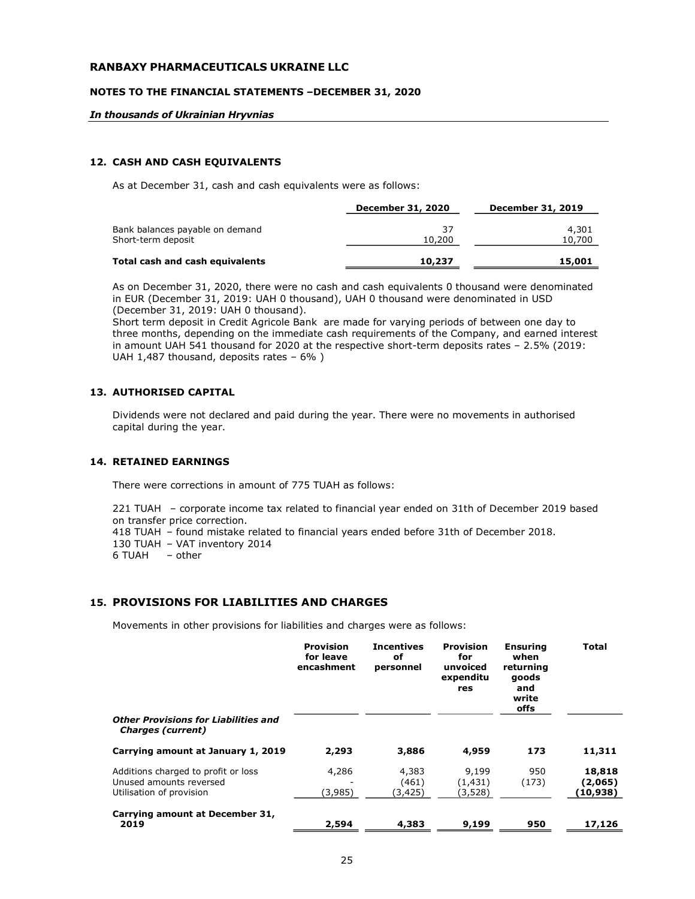## 12. CASH AND CASH EQUIVALENTS

As at December 31, cash and cash equivalents were as follows:

| | December 31, 2020 | December 31, 2019 |
|---|---|---|
| Bank balances payable on demand | 37 | 4,301 |
| Short-term deposit | 10,200 | 10,700 |
| **Total cash and cash equivalents** | **10,237** | **15,001** |

As on December 31, 2020, there were no cash and cash equivalents 0 thousand were denominated in EUR (December 31, 2019: UAH 0 thousand), UAH 0 thousand were denominated in USD (December 31, 2019: UAH 0 thousand).
Short term deposit in Credit Agricole Bank are made for varying periods of between one day to three months, depending on the immediate cash requirements of the Company, and earned interest in amount UAH 541 thousand for 2020 at the respective short-term deposits rates – 2.5% (2019: UAH 1,487 thousand, deposits rates – 6% )

## 13. AUTHORISED CAPITAL

Dividends were not declared and paid during the year. There were no movements in authorised capital during the year.

## 14. RETAINED EARNINGS

There were corrections in amount of 775 TUAH as follows:

221 TUAH – corporate income tax related to financial year ended on 31th of December 2019 based on transfer price correction.
418 TUAH – found mistake related to financial years ended before 31th of December 2018.
130 TUAH – VAT inventory 2014
6 TUAH – other

## 15. PROVISIONS FOR LIABILITIES AND CHARGES

Movements in other provisions for liabilities and charges were as follows:

| | Provision for leave encashment | Incentives of personnel | Provision for unvoiced expenditures | Ensuring when returning goods and write offs | Total |
|---|---|---|---|---|---|
| ***Other Provisions for Liabilities and Charges (current)*** | | | | | |
| **Carrying amount at January 1, 2019** | **2,293** | **3,886** | **4,959** | **173** | **11,311** |
| Additions charged to profit or loss | 4,286 | 4,383 | 9,199 | 950 | **18,818** |
| Unused amounts reversed | - | (461) | (1,431) | (173) | **(2,065)** |
| Utilisation of provision | (3,985) | (3,425) | (3,528) | | **(10,938)** |
| **Carrying amount at December 31, 2019** | **2,594** | **4,383** | **9,199** | **950** | **17,126** |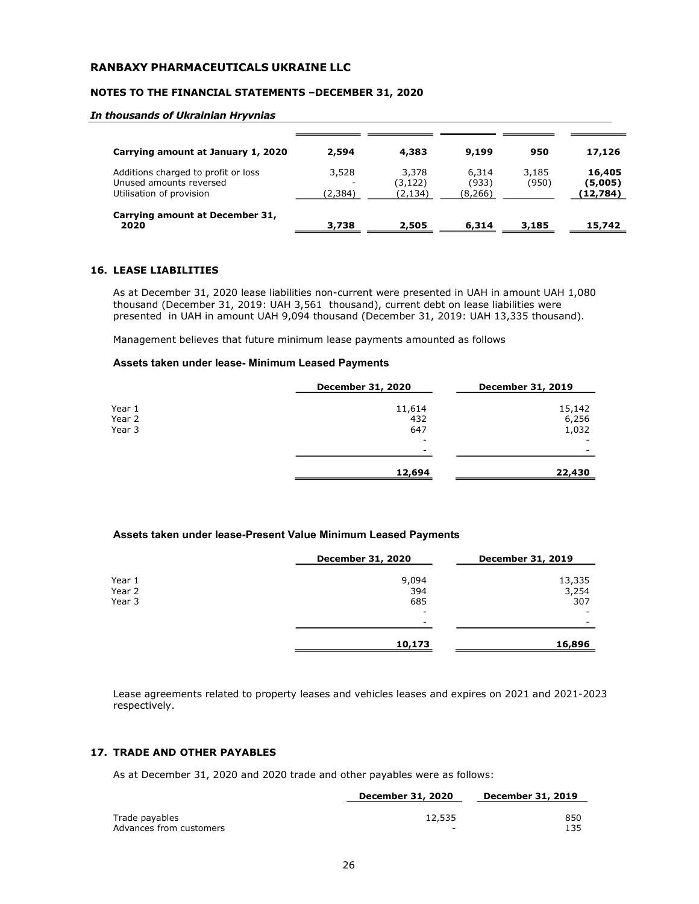**RANBAXY PHARMACEUTICALS UKRAINE LLC**

**NOTES TO THE FINANCIAL STATEMENTS –DECEMBER 31, 2020**

***In thousands of Ukrainian Hryvnias***

| | | | | | |
|---|---|---|---|---|---|
| **Carrying amount at January 1, 2020** | **2,594** | **4,383** | **9,199** | **950** | **17,126** |
| Additions charged to profit or loss | 3,528 | 3,378 | 6,314 | 3,185 | **16,405** |
| Unused amounts reversed | - | (3,122) | (933) | (950) | **(5,005)** |
| Utilisation of provision | (2,384) | (2,134) | (8,266) | | **(12,784)** |
| **Carrying amount at December 31, 2020** | **3,738** | **2,505** | **6,314** | **3,185** | **15,742** |

## 16. LEASE LIABILITIES

As at December 31, 2020 lease liabilities non-current were presented in UAH in amount UAH 1,080 thousand (December 31, 2019: UAH 3,561 thousand), current debt on lease liabilities were presented in UAH in amount UAH 9,094 thousand (December 31, 2019: UAH 13,335 thousand).

Management believes that future minimum lease payments amounted as follows

**Assets taken under lease- Minimum Leased Payments**

| | December 31, 2020 | December 31, 2019 |
|---|---|---|
| Year 1 | 11,614 | 15,142 |
| Year 2 | 432 | 6,256 |
| Year 3 | 647 | 1,032 |
| | - | - |
| | - | - |
| | **12,694** | **22,430** |

**Assets taken under lease-Present Value Minimum Leased Payments**

| | December 31, 2020 | December 31, 2019 |
|---|---|---|
| Year 1 | 9,094 | 13,335 |
| Year 2 | 394 | 3,254 |
| Year 3 | 685 | 307 |
| | - | - |
| | - | - |
| | **10,173** | **16,896** |

Lease agreements related to property leases and vehicles leases and expires on 2021 and 2021-2023 respectively.

## 17. TRADE AND OTHER PAYABLES

As at December 31, 2020 and 2020 trade and other payables were as follows:

| | December 31, 2020 | December 31, 2019 |
|---|---|---|
| Trade payables | 12,535 | 850 |
| Advances from customers | - | 135 |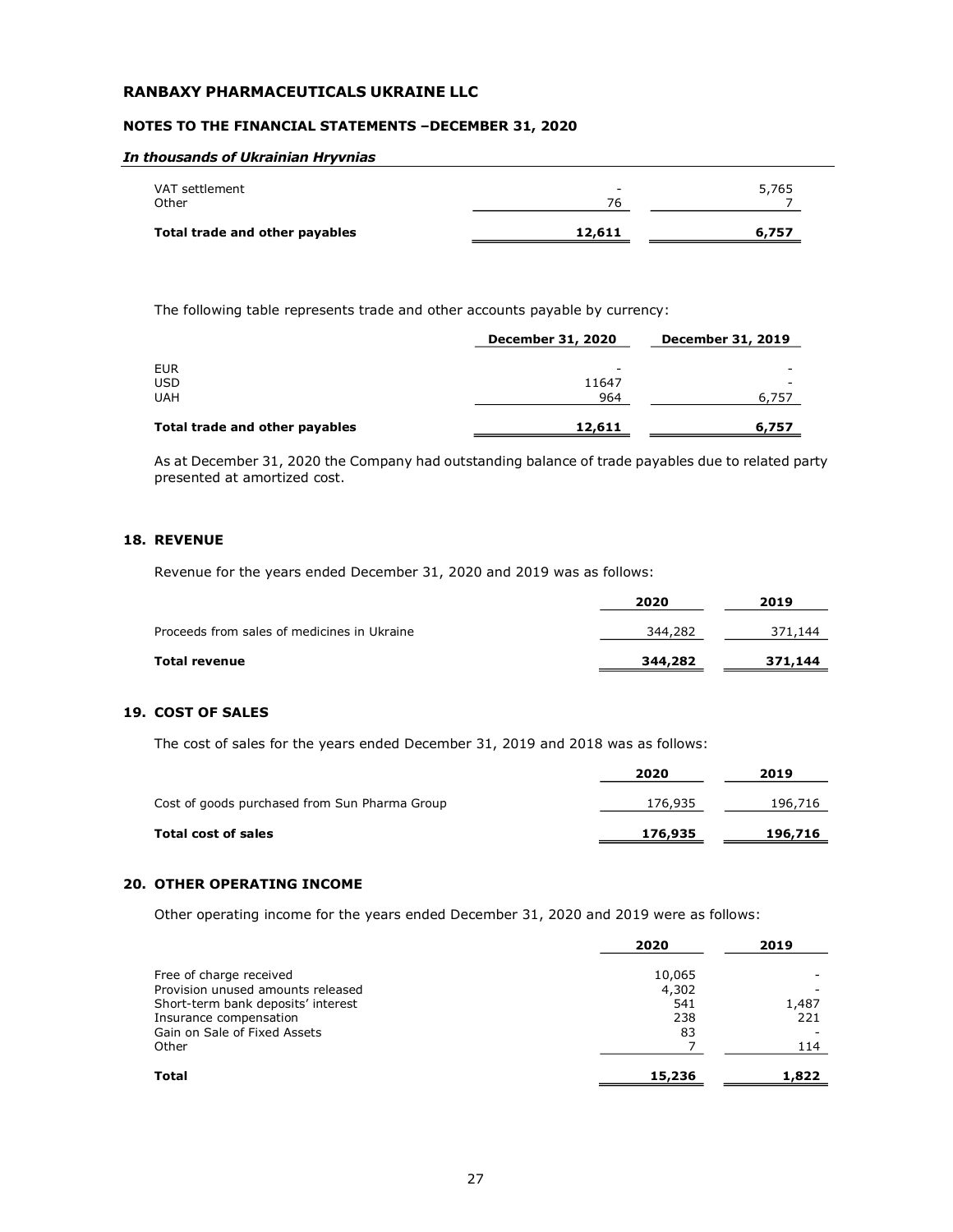| | | |
|---|---|---|
| VAT settlement | - | 5,765 |
| Other | 76 | 7 |
| **Total trade and other payables** | **12,611** | **6,757** |

The following table represents trade and other accounts payable by currency:

| | December 31, 2020 | December 31, 2019 |
|---|---|---|
| EUR | - | - |
| USD | 11647 | - |
| UAH | 964 | 6,757 |
| **Total trade and other payables** | **12,611** | **6,757** |

As at December 31, 2020 the Company had outstanding balance of trade payables due to related party presented at amortized cost.

## 18. REVENUE

Revenue for the years ended December 31, 2020 and 2019 was as follows:

| | 2020 | 2019 |
|---|---|---|
| Proceeds from sales of medicines in Ukraine | 344,282 | 371,144 |
| **Total revenue** | **344,282** | **371,144** |

## 19. COST OF SALES

The cost of sales for the years ended December 31, 2019 and 2018 was as follows:

| | 2020 | 2019 |
|---|---|---|
| Cost of goods purchased from Sun Pharma Group | 176,935 | 196,716 |
| **Total cost of sales** | **176,935** | **196,716** |

## 20. OTHER OPERATING INCOME

Other operating income for the years ended December 31, 2020 and 2019 were as follows:

| | 2020 | 2019 |
|---|---|---|
| Free of charge received | 10,065 | - |
| Provision unused amounts released | 4,302 | - |
| Short-term bank deposits' interest | 541 | 1,487 |
| Insurance compensation | 238 | 221 |
| Gain on Sale of Fixed Assets | 83 | - |
| Other | 7 | 114 |
| **Total** | **15,236** | **1,822** |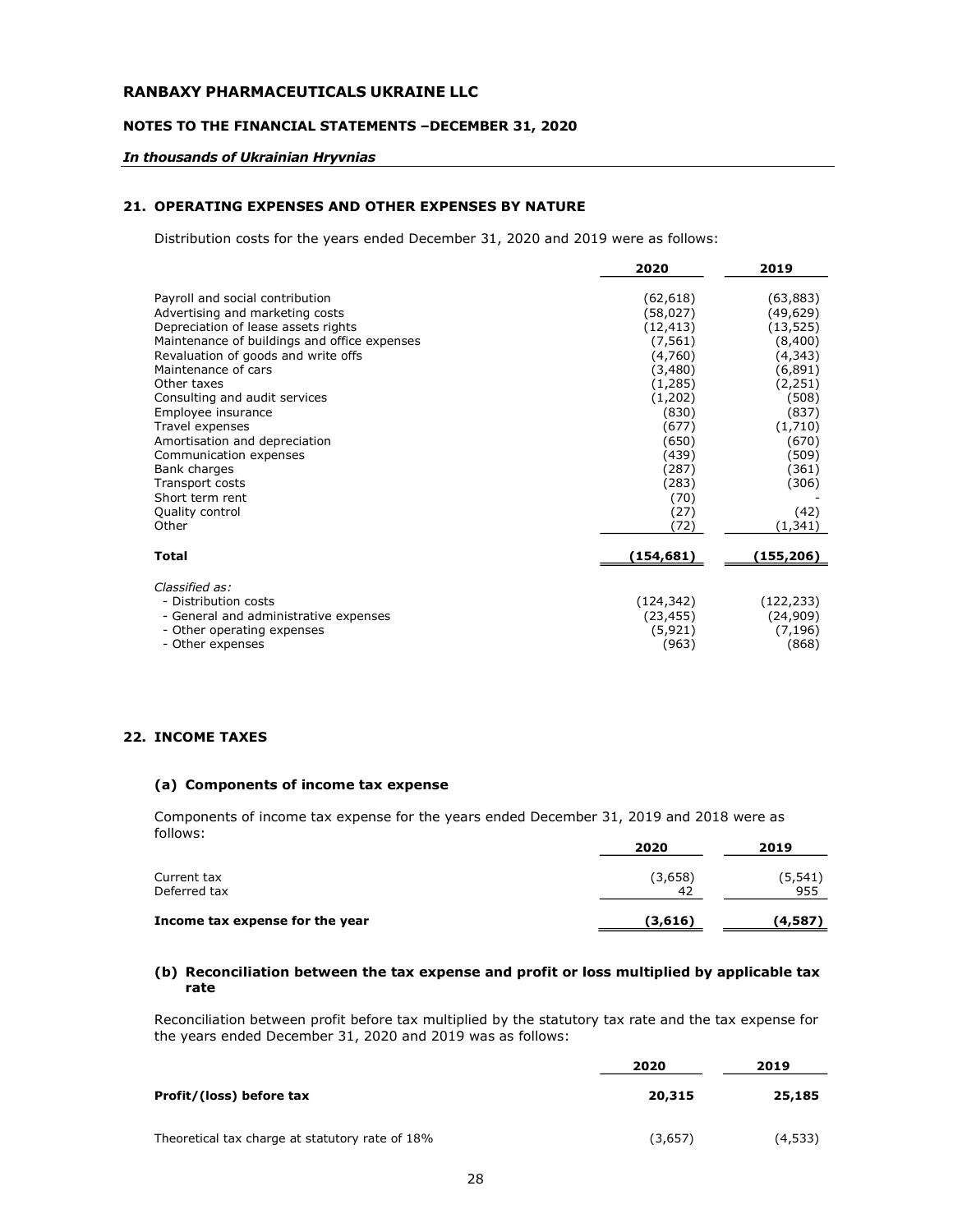## 21. OPERATING EXPENSES AND OTHER EXPENSES BY NATURE

Distribution costs for the years ended December 31, 2020 and 2019 were as follows:

| | 2020 | 2019 |
|---|---|---|
| Payroll and social contribution | (62,618) | (63,883) |
| Advertising and marketing costs | (58,027) | (49,629) |
| Depreciation of lease assets rights | (12,413) | (13,525) |
| Maintenance of buildings and office expenses | (7,561) | (8,400) |
| Revaluation of goods and write offs | (4,760) | (4,343) |
| Maintenance of cars | (3,480) | (6,891) |
| Other taxes | (1,285) | (2,251) |
| Consulting and audit services | (1,202) | (508) |
| Employee insurance | (830) | (837) |
| Travel expenses | (677) | (1,710) |
| Amortisation and depreciation | (650) | (670) |
| Communication expenses | (439) | (509) |
| Bank charges | (287) | (361) |
| Transport costs | (283) | (306) |
| Short term rent | (70) | - |
| Quality control | (27) | (42) |
| Other | (72) | (1,341) |
| **Total** | **(154,681)** | **(155,206)** |
| *Classified as:* | | |
| - Distribution costs | (124,342) | (122,233) |
| - General and administrative expenses | (23,455) | (24,909) |
| - Other operating expenses | (5,921) | (7,196) |
| - Other expenses | (963) | (868) |

## 22. INCOME TAXES

### (a) Components of income tax expense

Components of income tax expense for the years ended December 31, 2019 and 2018 were as follows:

| | 2020 | 2019 |
|---|---|---|
| Current tax | (3,658) | (5,541) |
| Deferred tax | 42 | 955 |
| **Income tax expense for the year** | **(3,616)** | **(4,587)** |

### (b) Reconciliation between the tax expense and profit or loss multiplied by applicable tax rate

Reconciliation between profit before tax multiplied by the statutory tax rate and the tax expense for the years ended December 31, 2020 and 2019 was as follows:

| | 2020 | 2019 |
|---|---|---|
| **Profit/(loss) before tax** | **20,315** | **25,185** |
| Theoretical tax charge at statutory rate of 18% | (3,657) | (4,533) |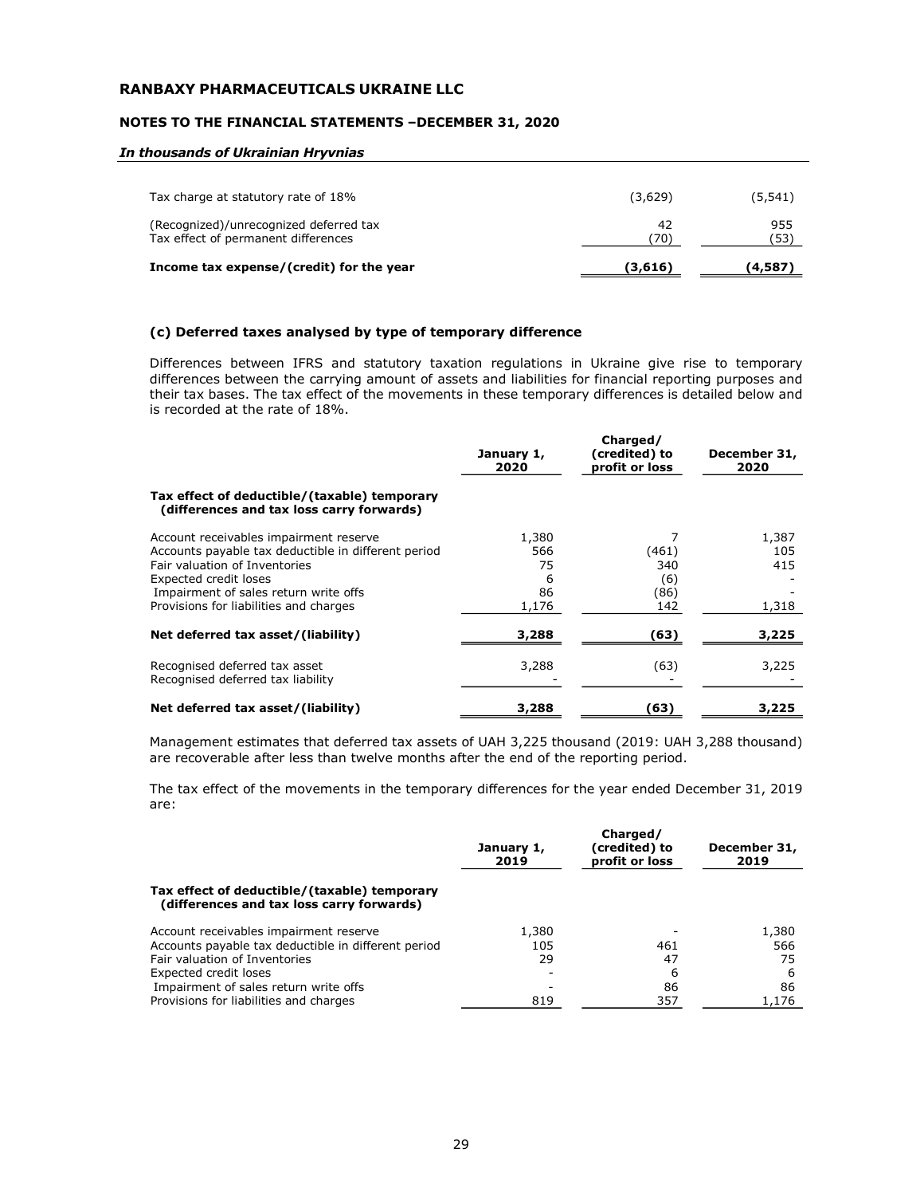| | | |
|---|---|---|
| Tax charge at statutory rate of 18% | (3,629) | (5,541) |
| (Recognized)/unrecognized deferred tax | 42 | 955 |
| Tax effect of permanent differences | (70) | (53) |
| **Income tax expense/(credit) for the year** | **(3,616)** | **(4,587)** |

### (c) Deferred taxes analysed by type of temporary difference

Differences between IFRS and statutory taxation regulations in Ukraine give rise to temporary differences between the carrying amount of assets and liabilities for financial reporting purposes and their tax bases. The tax effect of the movements in these temporary differences is detailed below and is recorded at the rate of 18%.

| | January 1, 2020 | Charged/ (credited) to profit or loss | December 31, 2020 |
|---|---|---|---|
| **Tax effect of deductible/(taxable) temporary (differences and tax loss carry forwards)** | | | |
| Account receivables impairment reserve | 1,380 | 7 | 1,387 |
| Accounts payable tax deductible in different period | 566 | (461) | 105 |
| Fair valuation of Inventories | 75 | 340 | 415 |
| Expected credit loses | 6 | (6) | - |
| Impairment of sales return write offs | 86 | (86) | - |
| Provisions for liabilities and charges | 1,176 | 142 | 1,318 |
| **Net deferred tax asset/(liability)** | **3,288** | **(63)** | **3,225** |
| Recognised deferred tax asset | 3,288 | (63) | 3,225 |
| Recognised deferred tax liability | - | - | - |
| **Net deferred tax asset/(liability)** | **3,288** | **(63)** | **3,225** |

Management estimates that deferred tax assets of UAH 3,225 thousand (2019: UAH 3,288 thousand) are recoverable after less than twelve months after the end of the reporting period.

The tax effect of the movements in the temporary differences for the year ended December 31, 2019 are:

| | January 1, 2019 | Charged/ (credited) to profit or loss | December 31, 2019 |
|---|---|---|---|
| **Tax effect of deductible/(taxable) temporary (differences and tax loss carry forwards)** | | | |
| Account receivables impairment reserve | 1,380 | - | 1,380 |
| Accounts payable tax deductible in different period | 105 | 461 | 566 |
| Fair valuation of Inventories | 29 | 47 | 75 |
| Expected credit loses | - | 6 | 6 |
| Impairment of sales return write offs | - | 86 | 86 |
| Provisions for liabilities and charges | 819 | 357 | 1,176 |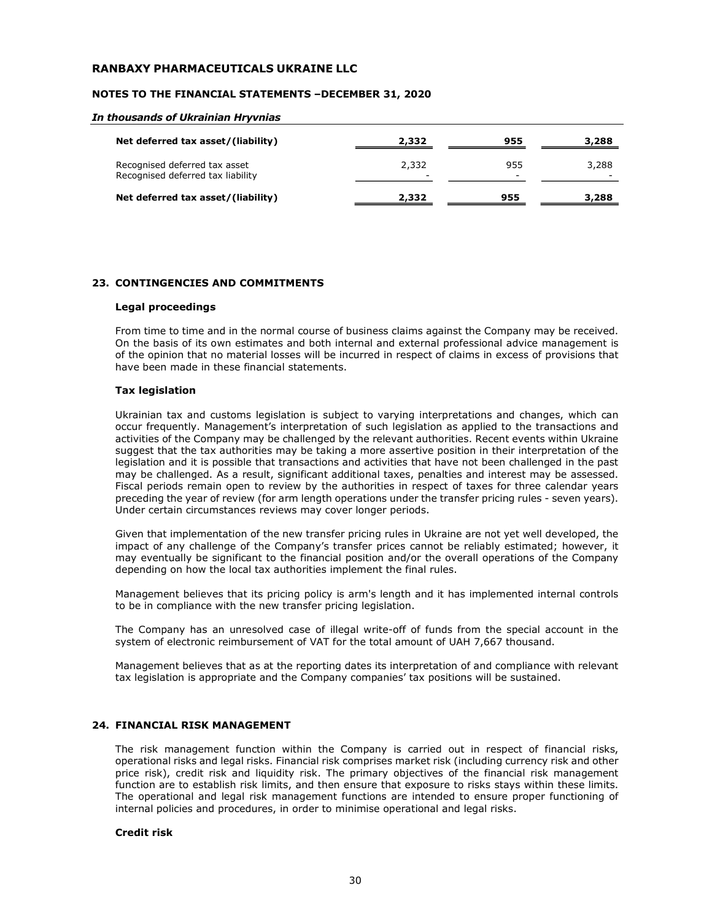| | | | |
|---|---|---|---|
| **Net deferred tax asset/(liability)** | **2,332** | **955** | **3,288** |
| Recognised deferred tax asset | 2,332 | 955 | 3,288 |
| Recognised deferred tax liability | - | - | - |
| **Net deferred tax asset/(liability)** | **2,332** | **955** | **3,288** |

## 23. CONTINGENCIES AND COMMITMENTS

### Legal proceedings

From time to time and in the normal course of business claims against the Company may be received. On the basis of its own estimates and both internal and external professional advice management is of the opinion that no material losses will be incurred in respect of claims in excess of provisions that have been made in these financial statements.

### Tax legislation

Ukrainian tax and customs legislation is subject to varying interpretations and changes, which can occur frequently. Management's interpretation of such legislation as applied to the transactions and activities of the Company may be challenged by the relevant authorities. Recent events within Ukraine suggest that the tax authorities may be taking a more assertive position in their interpretation of the legislation and it is possible that transactions and activities that have not been challenged in the past may be challenged. As a result, significant additional taxes, penalties and interest may be assessed. Fiscal periods remain open to review by the authorities in respect of taxes for three calendar years preceding the year of review (for arm length operations under the transfer pricing rules - seven years). Under certain circumstances reviews may cover longer periods.

Given that implementation of the new transfer pricing rules in Ukraine are not yet well developed, the impact of any challenge of the Company's transfer prices cannot be reliably estimated; however, it may eventually be significant to the financial position and/or the overall operations of the Company depending on how the local tax authorities implement the final rules.

Management believes that its pricing policy is arm's length and it has implemented internal controls to be in compliance with the new transfer pricing legislation.

The Company has an unresolved case of illegal write-off of funds from the special account in the system of electronic reimbursement of VAT for the total amount of UAH 7,667 thousand.

Management believes that as at the reporting dates its interpretation of and compliance with relevant tax legislation is appropriate and the Company companies' tax positions will be sustained.

## 24. FINANCIAL RISK MANAGEMENT

The risk management function within the Company is carried out in respect of financial risks, operational risks and legal risks. Financial risk comprises market risk (including currency risk and other price risk), credit risk and liquidity risk. The primary objectives of the financial risk management function are to establish risk limits, and then ensure that exposure to risks stays within these limits. The operational and legal risk management functions are intended to ensure proper functioning of internal policies and procedures, in order to minimise operational and legal risks.

### Credit risk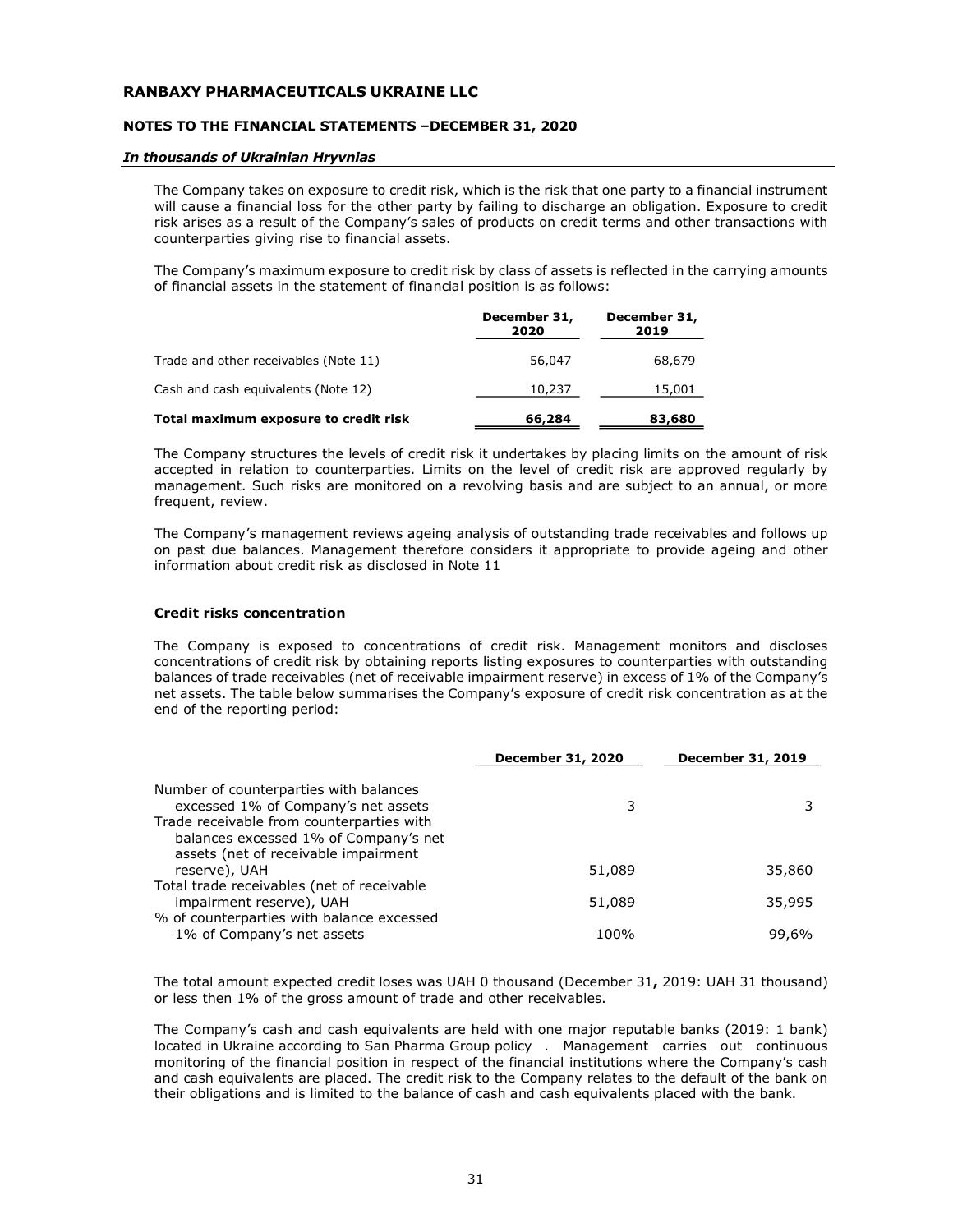The Company takes on exposure to credit risk, which is the risk that one party to a financial instrument will cause a financial loss for the other party by failing to discharge an obligation. Exposure to credit risk arises as a result of the Company's sales of products on credit terms and other transactions with counterparties giving rise to financial assets.

The Company's maximum exposure to credit risk by class of assets is reflected in the carrying amounts of financial assets in the statement of financial position is as follows:

| | December 31, 2020 | December 31, 2019 |
|---|---|---|
| Trade and other receivables (Note 11) | 56,047 | 68,679 |
| Cash and cash equivalents (Note 12) | 10,237 | 15,001 |
| **Total maximum exposure to credit risk** | **66,284** | **83,680** |

The Company structures the levels of credit risk it undertakes by placing limits on the amount of risk accepted in relation to counterparties. Limits on the level of credit risk are approved regularly by management. Such risks are monitored on a revolving basis and are subject to an annual, or more frequent, review.

The Company's management reviews ageing analysis of outstanding trade receivables and follows up on past due balances. Management therefore considers it appropriate to provide ageing and other information about credit risk as disclosed in Note 11

**Credit risks concentration**

The Company is exposed to concentrations of credit risk. Management monitors and discloses concentrations of credit risk by obtaining reports listing exposures to counterparties with outstanding balances of trade receivables (net of receivable impairment reserve) in excess of 1% of the Company's net assets. The table below summarises the Company's exposure of credit risk concentration as at the end of the reporting period:

| | December 31, 2020 | December 31, 2019 |
|---|---|---|
| Number of counterparties with balances excessed 1% of Company's net assets | 3 | 3 |
| Trade receivable from counterparties with balances excessed 1% of Company's net assets (net of receivable impairment reserve), UAH | 51,089 | 35,860 |
| Total trade receivables (net of receivable impairment reserve), UAH | 51,089 | 35,995 |
| % of counterparties with balance excessed 1% of Company's net assets | 100% | 99,6% |

The total amount expected credit loses was UAH 0 thousand (December 31**,** 2019: UAH 31 thousand) or less then 1% of the gross amount of trade and other receivables.

The Company's cash and cash equivalents are held with one major reputable banks (2019: 1 bank) located in Ukraine according to San Pharma Group policy . Management carries out continuous monitoring of the financial position in respect of the financial institutions where the Company's cash and cash equivalents are placed. The credit risk to the Company relates to the default of the bank on their obligations and is limited to the balance of cash and cash equivalents placed with the bank.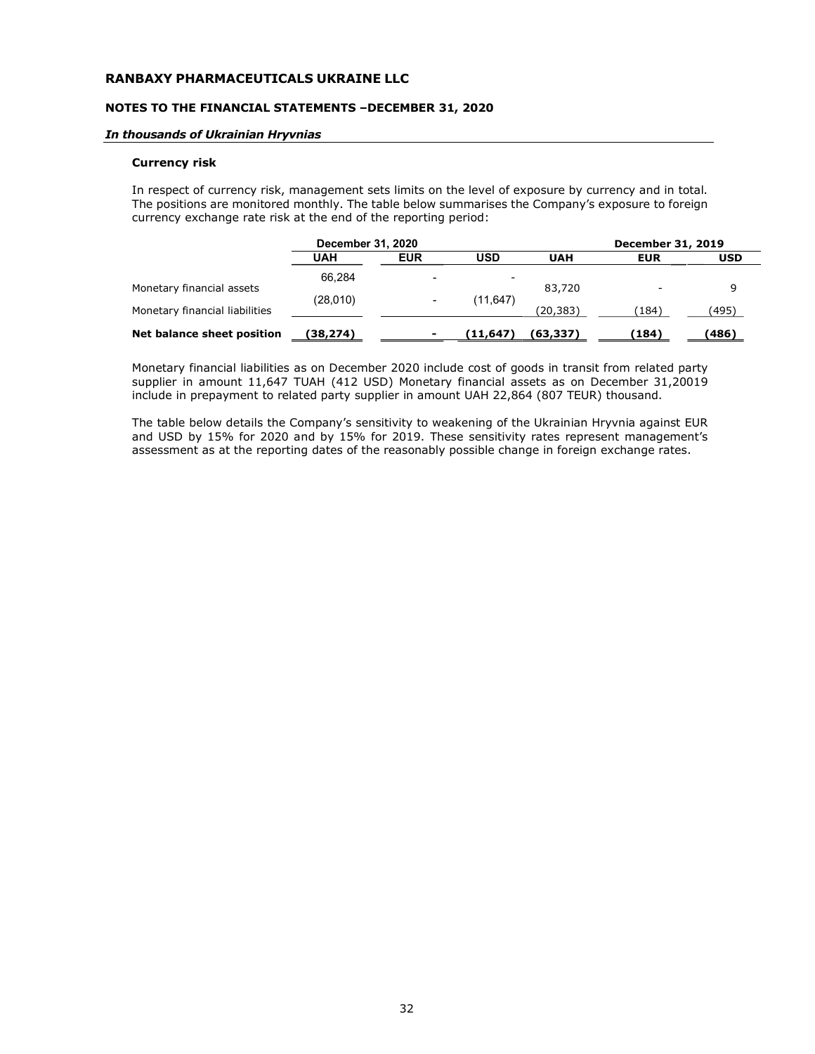# RANBAXY PHARMACEUTICALS UKRAINE LLC

## NOTES TO THE FINANCIAL STATEMENTS –DECEMBER 31, 2020

*In thousands of Ukrainian Hryvnias*

### Currency risk

In respect of currency risk, management sets limits on the level of exposure by currency and in total. The positions are monitored monthly. The table below summarises the Company's exposure to foreign currency exchange rate risk at the end of the reporting period:

| | December 31, 2020 | | | December 31, 2019 | | |
|---|---|---|---|---|---|---|
| | UAH | EUR | USD | UAH | EUR | USD |
| Monetary financial assets | 66,284 | - | - | 83,720 | - | 9 |
| Monetary financial liabilities | (28,010) | - | (11,647) | (20,383) | (184) | (495) |
| **Net balance sheet position** | **(38,274)** | **-** | **(11,647)** | **(63,337)** | **(184)** | **(486)** |

Monetary financial liabilities as on December 2020 include cost of goods in transit from related party supplier in amount 11,647 TUAH (412 USD) Monetary financial assets as on December 31,20019 include in prepayment to related party supplier in amount UAH 22,864 (807 TEUR) thousand.

The table below details the Company's sensitivity to weakening of the Ukrainian Hryvnia against EUR and USD by 15% for 2020 and by 15% for 2019. These sensitivity rates represent management's assessment as at the reporting dates of the reasonably possible change in foreign exchange rates.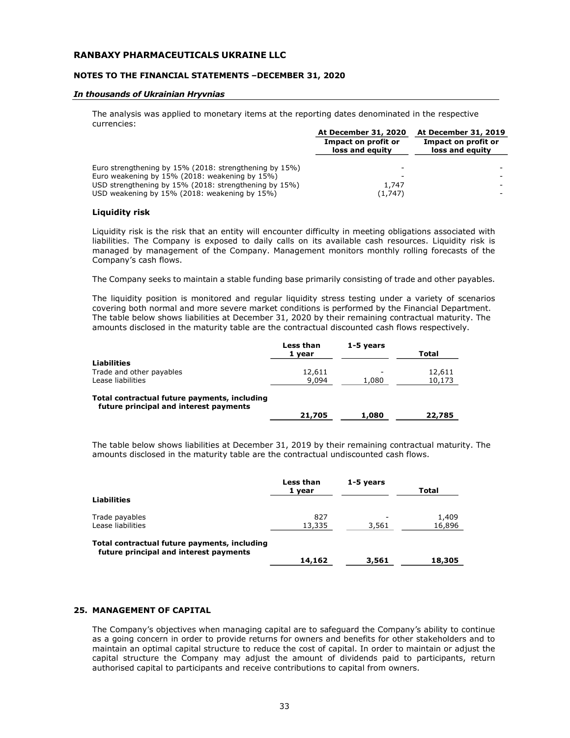The analysis was applied to monetary items at the reporting dates denominated in the respective currencies:

| | At December 31, 2020 | At December 31, 2019 |
|---|---|---|
| | Impact on profit or loss and equity | Impact on profit or loss and equity |
| Euro strengthening by 15% (2018: strengthening by 15%) | - | - |
| Euro weakening by 15% (2018: weakening by 15%) | - | - |
| USD strengthening by 15% (2018: strengthening by 15%) | 1,747 | - |
| USD weakening by 15% (2018: weakening by 15%) | (1,747) | - |

**Liquidity risk**

Liquidity risk is the risk that an entity will encounter difficulty in meeting obligations associated with liabilities. The Company is exposed to daily calls on its available cash resources. Liquidity risk is managed by management of the Company. Management monitors monthly rolling forecasts of the Company's cash flows.

The Company seeks to maintain a stable funding base primarily consisting of trade and other payables.

The liquidity position is monitored and regular liquidity stress testing under a variety of scenarios covering both normal and more severe market conditions is performed by the Financial Department. The table below shows liabilities at December 31, 2020 by their remaining contractual maturity. The amounts disclosed in the maturity table are the contractual discounted cash flows respectively.

| | Less than 1 year | 1-5 years | Total |
|---|---|---|---|
| **Liabilities** | | | |
| Trade and other payables | 12,611 | - | 12,611 |
| Lease liabilities | 9,094 | 1,080 | 10,173 |
| **Total contractual future payments, including future principal and interest payments** | **21,705** | **1,080** | **22,785** |

The table below shows liabilities at December 31, 2019 by their remaining contractual maturity. The amounts disclosed in the maturity table are the contractual undiscounted cash flows.

| | Less than 1 year | 1-5 years | Total |
|---|---|---|---|
| **Liabilities** | | | |
| Trade payables | 827 | - | 1,409 |
| Lease liabilities | 13,335 | 3,561 | 16,896 |
| **Total contractual future payments, including future principal and interest payments** | **14,162** | **3,561** | **18,305** |

## 25. MANAGEMENT OF CAPITAL

The Company's objectives when managing capital are to safeguard the Company's ability to continue as a going concern in order to provide returns for owners and benefits for other stakeholders and to maintain an optimal capital structure to reduce the cost of capital. In order to maintain or adjust the capital structure the Company may adjust the amount of dividends paid to participants, return authorised capital to participants and receive contributions to capital from owners.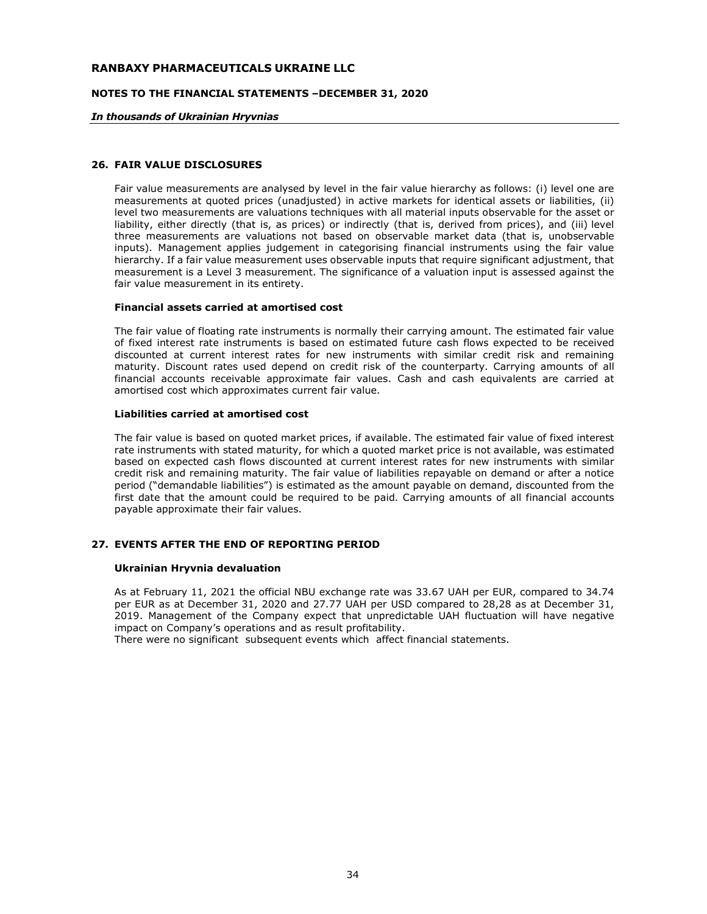## 26. FAIR VALUE DISCLOSURES

Fair value measurements are analysed by level in the fair value hierarchy as follows: (i) level one are measurements at quoted prices (unadjusted) in active markets for identical assets or liabilities, (ii) level two measurements are valuations techniques with all material inputs observable for the asset or liability, either directly (that is, as prices) or indirectly (that is, derived from prices), and (iii) level three measurements are valuations not based on observable market data (that is, unobservable inputs). Management applies judgement in categorising financial instruments using the fair value hierarchy. If a fair value measurement uses observable inputs that require significant adjustment, that measurement is a Level 3 measurement. The significance of a valuation input is assessed against the fair value measurement in its entirety.

### Financial assets carried at amortised cost

The fair value of floating rate instruments is normally their carrying amount. The estimated fair value of fixed interest rate instruments is based on estimated future cash flows expected to be received discounted at current interest rates for new instruments with similar credit risk and remaining maturity. Discount rates used depend on credit risk of the counterparty. Carrying amounts of all financial accounts receivable approximate fair values. Cash and cash equivalents are carried at amortised cost which approximates current fair value.

### Liabilities carried at amortised cost

The fair value is based on quoted market prices, if available. The estimated fair value of fixed interest rate instruments with stated maturity, for which a quoted market price is not available, was estimated based on expected cash flows discounted at current interest rates for new instruments with similar credit risk and remaining maturity. The fair value of liabilities repayable on demand or after a notice period ("demandable liabilities") is estimated as the amount payable on demand, discounted from the first date that the amount could be required to be paid. Carrying amounts of all financial accounts payable approximate their fair values.

## 27. EVENTS AFTER THE END OF REPORTING PERIOD

### Ukrainian Hryvnia devaluation

As at February 11, 2021 the official NBU exchange rate was 33.67 UAH per EUR, compared to 34.74 per EUR as at December 31, 2020 and 27.77 UAH per USD compared to 28,28 as at December 31, 2019. Management of the Company expect that unpredictable UAH fluctuation will have negative impact on Company's operations and as result profitability.

There were no significant subsequent events which affect financial statements.